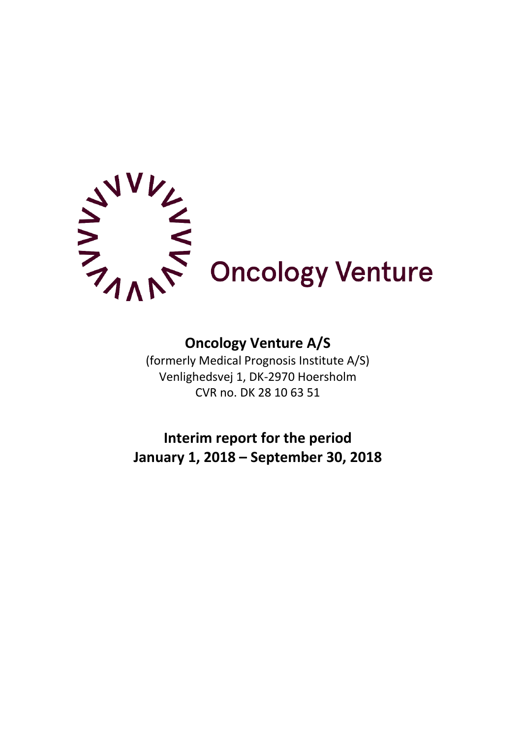Oncology Venture

# Oncology Venture A/S

(formerly Medical Prognosis Institute A/S)
Venlighedsvej 1, DK-2970 Hoersholm
CVR no. DK 28 10 63 51

## Interim report for the period January 1, 2018 – September 30, 2018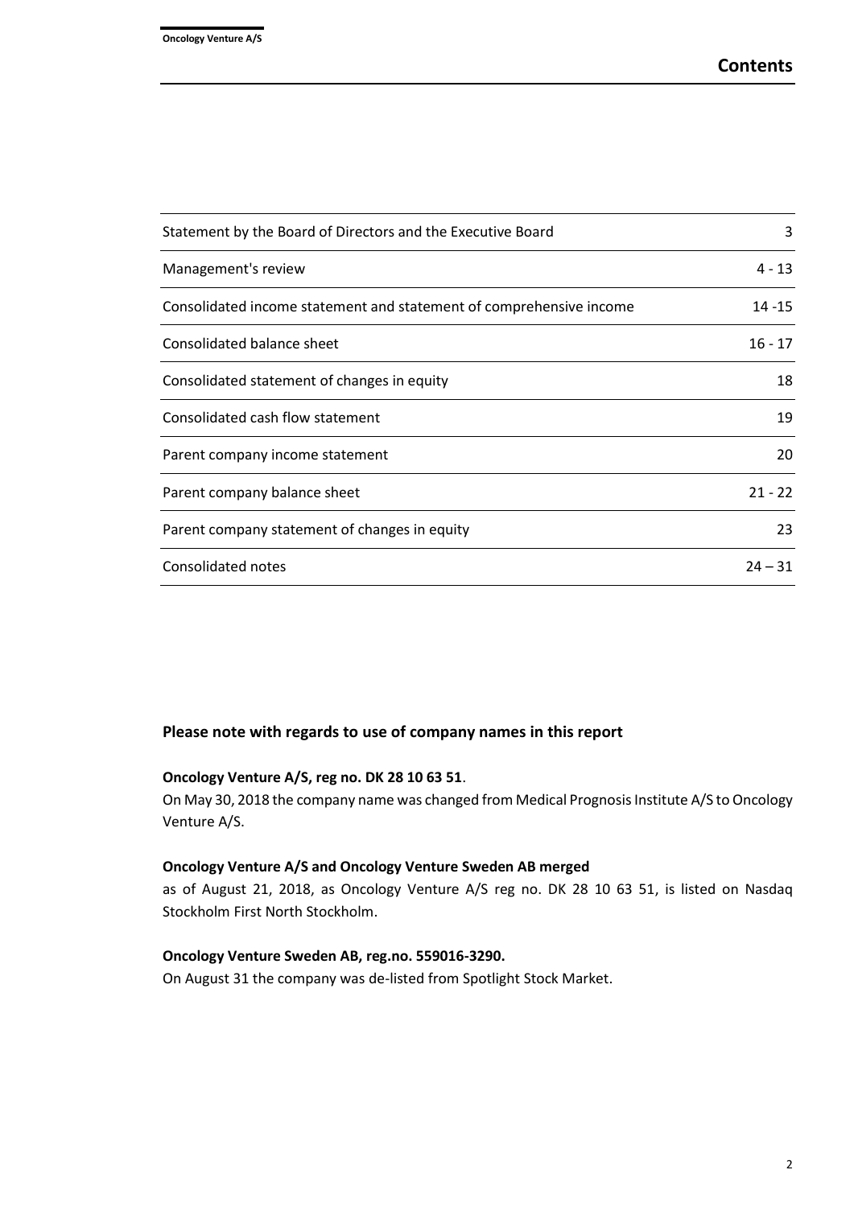# Contents

| | |
|---|---|
| Statement by the Board of Directors and the Executive Board | 3 |
| Management's review | 4 - 13 |
| Consolidated income statement and statement of comprehensive income | 14 -15 |
| Consolidated balance sheet | 16 - 17 |
| Consolidated statement of changes in equity | 18 |
| Consolidated cash flow statement | 19 |
| Parent company income statement | 20 |
| Parent company balance sheet | 21 - 22 |
| Parent company statement of changes in equity | 23 |
| Consolidated notes | 24 – 31 |

## Please note with regards to use of company names in this report

**Oncology Venture A/S, reg no. DK 28 10 63 51**.

On May 30, 2018 the company name was changed from Medical Prognosis Institute A/S to Oncology Venture A/S.

**Oncology Venture A/S and Oncology Venture Sweden AB merged**

as of August 21, 2018, as Oncology Venture A/S reg no. DK 28 10 63 51, is listed on Nasdaq Stockholm First North Stockholm.

**Oncology Venture Sweden AB, reg.no. 559016-3290.**

On August 31 the company was de-listed from Spotlight Stock Market.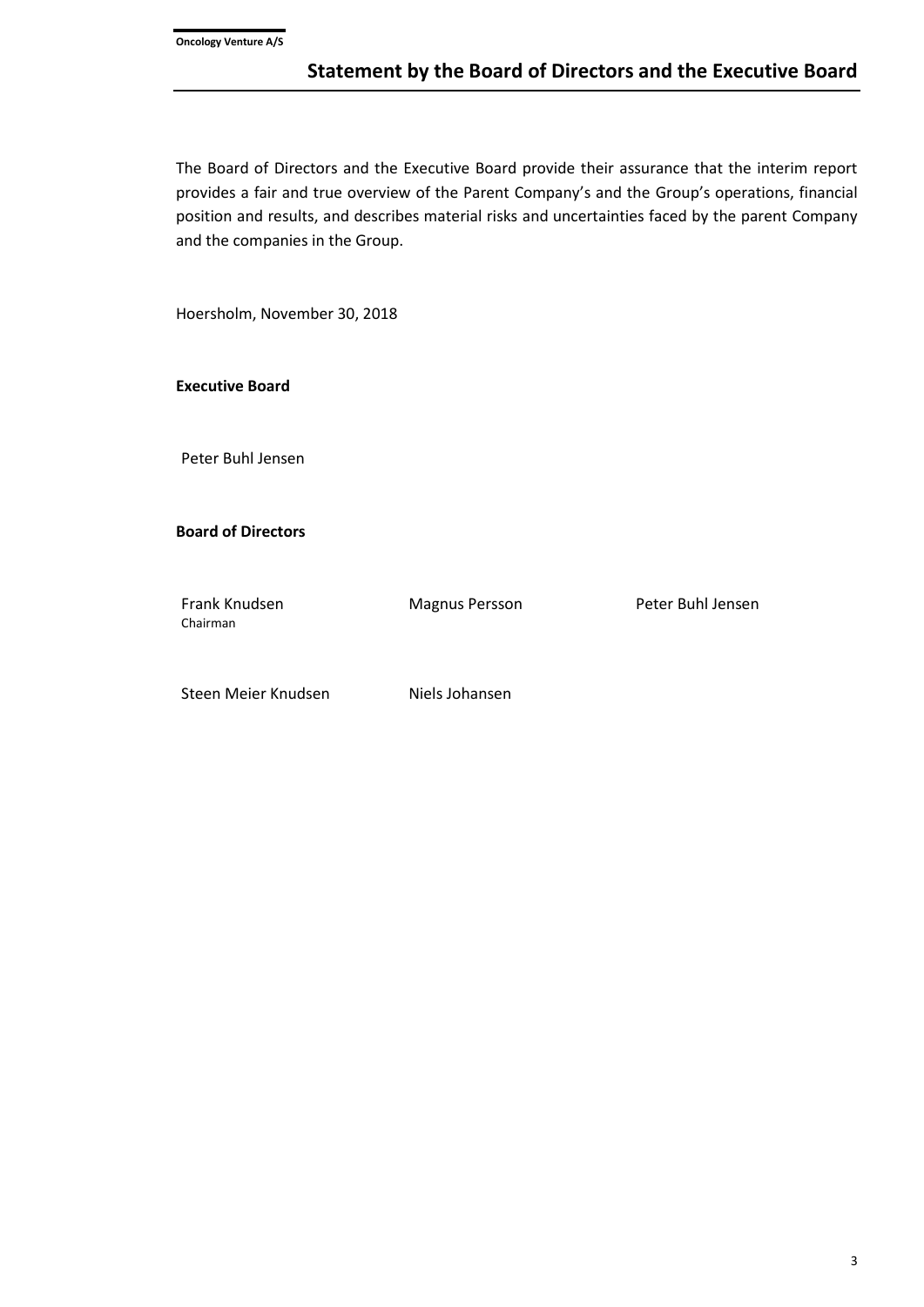# Statement by the Board of Directors and the Executive Board

The Board of Directors and the Executive Board provide their assurance that the interim report provides a fair and true overview of the Parent Company's and the Group's operations, financial position and results, and describes material risks and uncertainties faced by the parent Company and the companies in the Group.

Hoersholm, November 30, 2018

**Executive Board**

Peter Buhl Jensen

**Board of Directors**

Frank Knudsen
Chairman

Magnus Persson

Peter Buhl Jensen

Steen Meier Knudsen

Niels Johansen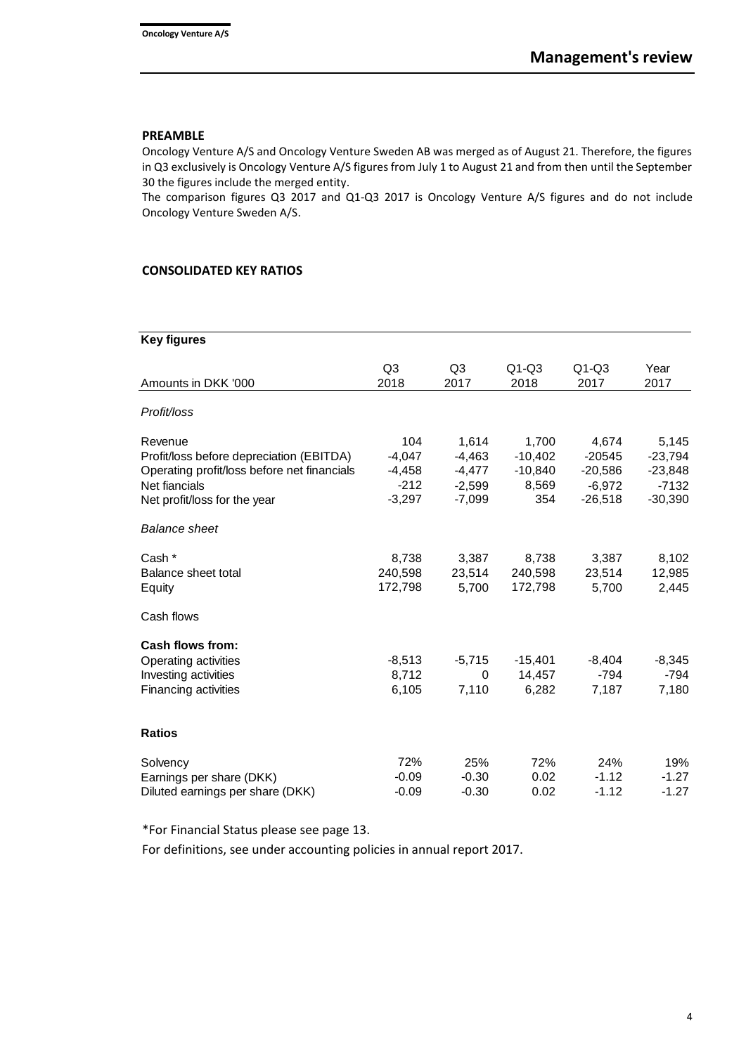## PREAMBLE

Oncology Venture A/S and Oncology Venture Sweden AB was merged as of August 21. Therefore, the figures in Q3 exclusively is Oncology Venture A/S figures from July 1 to August 21 and from then until the September 30 the figures include the merged entity.

The comparison figures Q3 2017 and Q1-Q3 2017 is Oncology Venture A/S figures and do not include Oncology Venture Sweden A/S.

## CONSOLIDATED KEY RATIOS

**Key figures**

| Amounts in DKK '000 | Q3 2018 | Q3 2017 | Q1-Q3 2018 | Q1-Q3 2017 | Year 2017 |
|---|---|---|---|---|---|
| *Profit/loss* | | | | | |
| Revenue | 104 | 1,614 | 1,700 | 4,674 | 5,145 |
| Profit/loss before depreciation (EBITDA) | -4,047 | -4,463 | -10,402 | -20545 | -23,794 |
| Operating profit/loss before net financials | -4,458 | -4,477 | -10,840 | -20,586 | -23,848 |
| Net fiancials | -212 | -2,599 | 8,569 | -6,972 | -7132 |
| Net profit/loss for the year | -3,297 | -7,099 | 354 | -26,518 | -30,390 |
| *Balance sheet* | | | | | |
| Cash * | 8,738 | 3,387 | 8,738 | 3,387 | 8,102 |
| Balance sheet total | 240,598 | 23,514 | 240,598 | 23,514 | 12,985 |
| Equity | 172,798 | 5,700 | 172,798 | 5,700 | 2,445 |
| Cash flows | | | | | |
| **Cash flows from:** | | | | | |
| Operating activities | -8,513 | -5,715 | -15,401 | -8,404 | -8,345 |
| Investing activities | 8,712 | 0 | 14,457 | -794 | -794 |
| Financing activities | 6,105 | 7,110 | 6,282 | 7,187 | 7,180 |
| **Ratios** | | | | | |
| Solvency | 72% | 25% | 72% | 24% | 19% |
| Earnings per share (DKK) | -0.09 | -0.30 | 0.02 | -1.12 | -1.27 |
| Diluted earnings per share (DKK) | -0.09 | -0.30 | 0.02 | -1.12 | -1.27 |

*For Financial Status please see page 13.

For definitions, see under accounting policies in annual report 2017.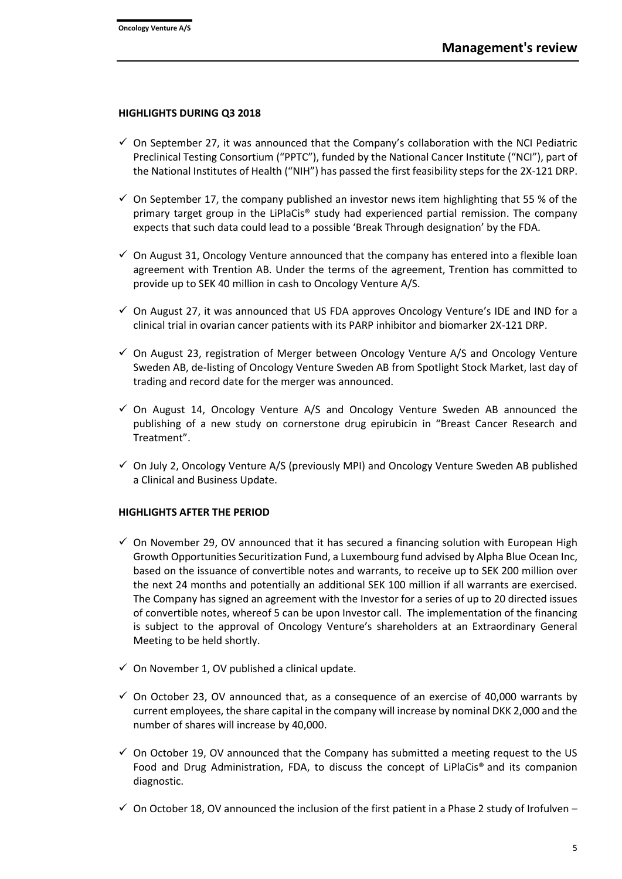## Management's review

### HIGHLIGHTS DURING Q3 2018

- ✓ On September 27, it was announced that the Company's collaboration with the NCI Pediatric Preclinical Testing Consortium ("PPTC"), funded by the National Cancer Institute ("NCI"), part of the National Institutes of Health ("NIH") has passed the first feasibility steps for the 2X-121 DRP.
- ✓ On September 17, the company published an investor news item highlighting that 55 % of the primary target group in the LiPlaCis® study had experienced partial remission. The company expects that such data could lead to a possible 'Break Through designation' by the FDA.
- ✓ On August 31, Oncology Venture announced that the company has entered into a flexible loan agreement with Trention AB. Under the terms of the agreement, Trention has committed to provide up to SEK 40 million in cash to Oncology Venture A/S.
- ✓ On August 27, it was announced that US FDA approves Oncology Venture's IDE and IND for a clinical trial in ovarian cancer patients with its PARP inhibitor and biomarker 2X-121 DRP.
- ✓ On August 23, registration of Merger between Oncology Venture A/S and Oncology Venture Sweden AB, de-listing of Oncology Venture Sweden AB from Spotlight Stock Market, last day of trading and record date for the merger was announced.
- ✓ On August 14, Oncology Venture A/S and Oncology Venture Sweden AB announced the publishing of a new study on cornerstone drug epirubicin in "Breast Cancer Research and Treatment".
- ✓ On July 2, Oncology Venture A/S (previously MPI) and Oncology Venture Sweden AB published a Clinical and Business Update.

### HIGHLIGHTS AFTER THE PERIOD

- ✓ On November 29, OV announced that it has secured a financing solution with European High Growth Opportunities Securitization Fund, a Luxembourg fund advised by Alpha Blue Ocean Inc, based on the issuance of convertible notes and warrants, to receive up to SEK 200 million over the next 24 months and potentially an additional SEK 100 million if all warrants are exercised. The Company has signed an agreement with the Investor for a series of up to 20 directed issues of convertible notes, whereof 5 can be upon Investor call. The implementation of the financing is subject to the approval of Oncology Venture's shareholders at an Extraordinary General Meeting to be held shortly.
- ✓ On November 1, OV published a clinical update.
- ✓ On October 23, OV announced that, as a consequence of an exercise of 40,000 warrants by current employees, the share capital in the company will increase by nominal DKK 2,000 and the number of shares will increase by 40,000.
- ✓ On October 19, OV announced that the Company has submitted a meeting request to the US Food and Drug Administration, FDA, to discuss the concept of LiPlaCis® and its companion diagnostic.
- ✓ On October 18, OV announced the inclusion of the first patient in a Phase 2 study of Irofulven –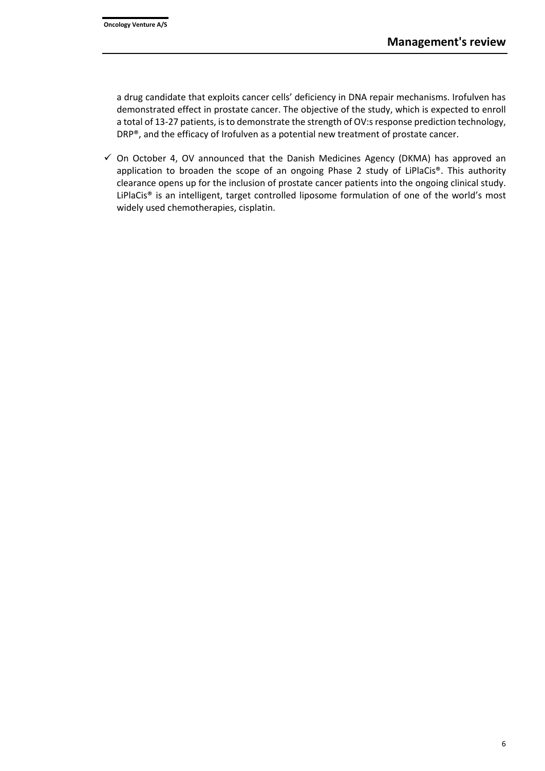a drug candidate that exploits cancer cells' deficiency in DNA repair mechanisms. Irofulven has demonstrated effect in prostate cancer. The objective of the study, which is expected to enroll a total of 13-27 patients, is to demonstrate the strength of OV:s response prediction technology, DRP®, and the efficacy of Irofulven as a potential new treatment of prostate cancer.

- ✓ On October 4, OV announced that the Danish Medicines Agency (DKMA) has approved an application to broaden the scope of an ongoing Phase 2 study of LiPlaCis®. This authority clearance opens up for the inclusion of prostate cancer patients into the ongoing clinical study. LiPlaCis® is an intelligent, target controlled liposome formulation of one of the world's most widely used chemotherapies, cisplatin.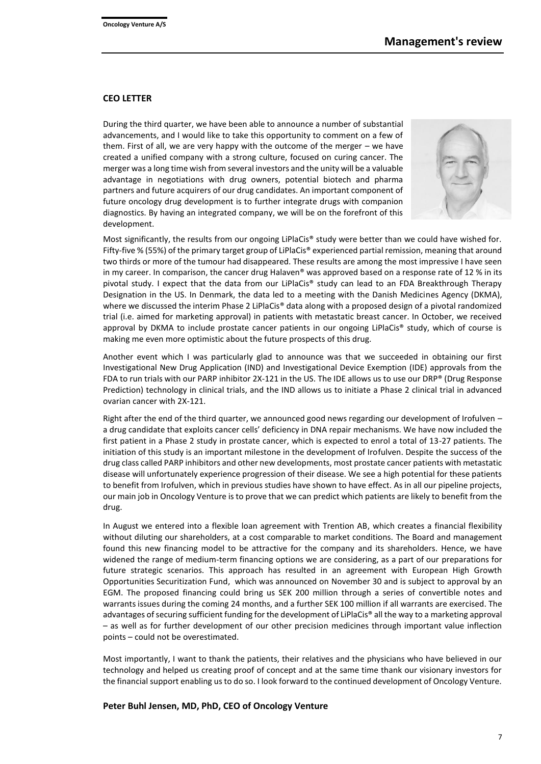## CEO LETTER

During the third quarter, we have been able to announce a number of substantial advancements, and I would like to take this opportunity to comment on a few of them. First of all, we are very happy with the outcome of the merger – we have created a unified company with a strong culture, focused on curing cancer. The merger was a long time wish from several investors and the unity will be a valuable advantage in negotiations with drug owners, potential biotech and pharma partners and future acquirers of our drug candidates. An important component of future oncology drug development is to further integrate drugs with companion diagnostics. By having an integrated company, we will be on the forefront of this development.

Most significantly, the results from our ongoing LiPlaCis® study were better than we could have wished for. Fifty-five % (55%) of the primary target group of LiPlaCis® experienced partial remission, meaning that around two thirds or more of the tumour had disappeared. These results are among the most impressive I have seen in my career. In comparison, the cancer drug Halaven® was approved based on a response rate of 12 % in its pivotal study. I expect that the data from our LiPlaCis® study can lead to an FDA Breakthrough Therapy Designation in the US. In Denmark, the data led to a meeting with the Danish Medicines Agency (DKMA), where we discussed the interim Phase 2 LiPlaCis® data along with a proposed design of a pivotal randomized trial (i.e. aimed for marketing approval) in patients with metastatic breast cancer. In October, we received approval by DKMA to include prostate cancer patients in our ongoing LiPlaCis® study, which of course is making me even more optimistic about the future prospects of this drug.

Another event which I was particularly glad to announce was that we succeeded in obtaining our first Investigational New Drug Application (IND) and Investigational Device Exemption (IDE) approvals from the FDA to run trials with our PARP inhibitor 2X-121 in the US. The IDE allows us to use our DRP® (Drug Response Prediction) technology in clinical trials, and the IND allows us to initiate a Phase 2 clinical trial in advanced ovarian cancer with 2X-121.

Right after the end of the third quarter, we announced good news regarding our development of Irofulven – a drug candidate that exploits cancer cells' deficiency in DNA repair mechanisms. We have now included the first patient in a Phase 2 study in prostate cancer, which is expected to enrol a total of 13-27 patients. The initiation of this study is an important milestone in the development of Irofulven. Despite the success of the drug class called PARP inhibitors and other new developments, most prostate cancer patients with metastatic disease will unfortunately experience progression of their disease. We see a high potential for these patients to benefit from Irofulven, which in previous studies have shown to have effect. As in all our pipeline projects, our main job in Oncology Venture is to prove that we can predict which patients are likely to benefit from the drug.

In August we entered into a flexible loan agreement with Trention AB, which creates a financial flexibility without diluting our shareholders, at a cost comparable to market conditions. The Board and management found this new financing model to be attractive for the company and its shareholders. Hence, we have widened the range of medium-term financing options we are considering, as a part of our preparations for future strategic scenarios. This approach has resulted in an agreement with European High Growth Opportunities Securitization Fund, which was announced on November 30 and is subject to approval by an EGM. The proposed financing could bring us SEK 200 million through a series of convertible notes and warrants issues during the coming 24 months, and a further SEK 100 million if all warrants are exercised. The advantages of securing sufficient funding for the development of LiPlaCis® all the way to a marketing approval – as well as for further development of our other precision medicines through important value inflection points – could not be overestimated.

Most importantly, I want to thank the patients, their relatives and the physicians who have believed in our technology and helped us creating proof of concept and at the same time thank our visionary investors for the financial support enabling us to do so. I look forward to the continued development of Oncology Venture.

**Peter Buhl Jensen, MD, PhD, CEO of Oncology Venture**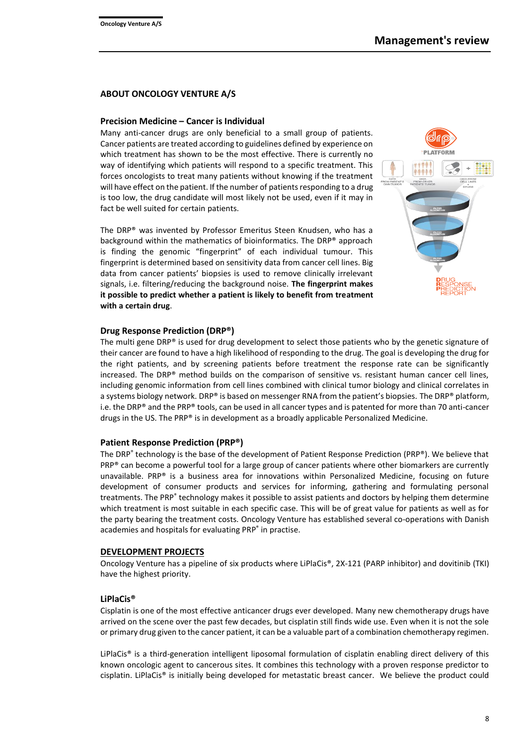## ABOUT ONCOLOGY VENTURE A/S

### Precision Medicine – Cancer is Individual

Many anti-cancer drugs are only beneficial to a small group of patients. Cancer patients are treated according to guidelines defined by experience on which treatment has shown to be the most effective. There is currently no way of identifying which patients will respond to a specific treatment. This forces oncologists to treat many patients without knowing if the treatment will have effect on the patient. If the number of patients responding to a drug is too low, the drug candidate will most likely not be used, even if it may in fact be well suited for certain patients.

The DRP® was invented by Professor Emeritus Steen Knudsen, who has a background within the mathematics of bioinformatics. The DRP® approach is finding the genomic "fingerprint" of each individual tumour. This fingerprint is determined based on sensitivity data from cancer cell lines. Big data from cancer patients' biopsies is used to remove clinically irrelevant signals, i.e. filtering/reducing the background noise. **The fingerprint makes it possible to predict whether a patient is likely to benefit from treatment with a certain drug**.

### Drug Response Prediction (DRP®)

The multi gene DRP® is used for drug development to select those patients who by the genetic signature of their cancer are found to have a high likelihood of responding to the drug. The goal is developing the drug for the right patients, and by screening patients before treatment the response rate can be significantly increased. The DRP® method builds on the comparison of sensitive vs. resistant human cancer cell lines, including genomic information from cell lines combined with clinical tumor biology and clinical correlates in a systems biology network. DRP® is based on messenger RNA from the patient's biopsies. The DRP® platform, i.e. the DRP® and the PRP® tools, can be used in all cancer types and is patented for more than 70 anti-cancer drugs in the US. The PRP® is in development as a broadly applicable Personalized Medicine.

### Patient Response Prediction (PRP®)

The DRP® technology is the base of the development of Patient Response Prediction (PRP®). We believe that PRP® can become a powerful tool for a large group of cancer patients where other biomarkers are currently unavailable. PRP® is a business area for innovations within Personalized Medicine, focusing on future development of consumer products and services for informing, gathering and formulating personal treatments. The PRP® technology makes it possible to assist patients and doctors by helping them determine which treatment is most suitable in each specific case. This will be of great value for patients as well as for the party bearing the treatment costs. Oncology Venture has established several co-operations with Danish academies and hospitals for evaluating PRP® in practise.

## DEVELOPMENT PROJECTS

Oncology Venture has a pipeline of six products where LiPlaCis®, 2X-121 (PARP inhibitor) and dovitinib (TKI) have the highest priority.

### LiPlaCis®

Cisplatin is one of the most effective anticancer drugs ever developed. Many new chemotherapy drugs have arrived on the scene over the past few decades, but cisplatin still finds wide use. Even when it is not the sole or primary drug given to the cancer patient, it can be a valuable part of a combination chemotherapy regimen.

LiPlaCis® is a third-generation intelligent liposomal formulation of cisplatin enabling direct delivery of this known oncologic agent to cancerous sites. It combines this technology with a proven response predictor to cisplatin. LiPlaCis® is initially being developed for metastatic breast cancer. We believe the product could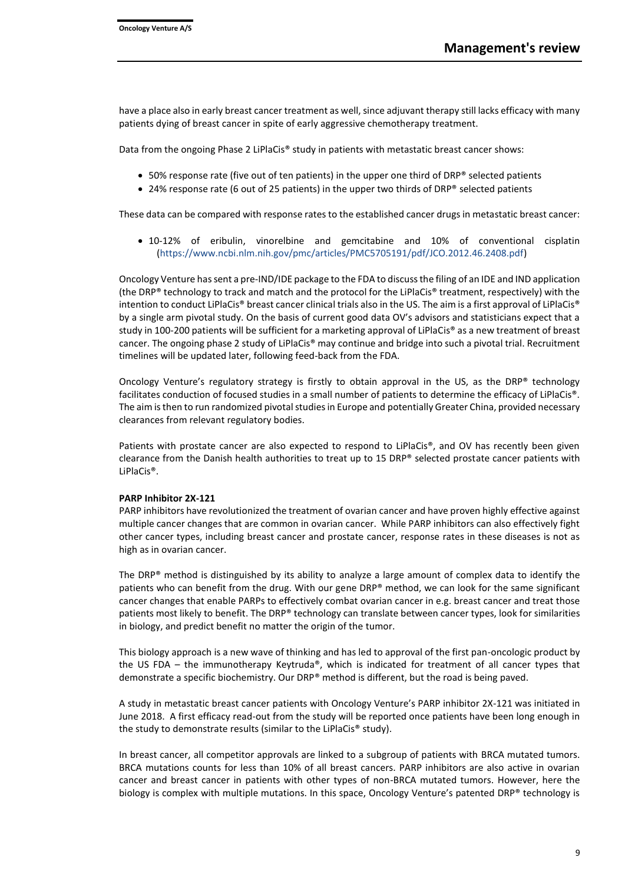have a place also in early breast cancer treatment as well, since adjuvant therapy still lacks efficacy with many patients dying of breast cancer in spite of early aggressive chemotherapy treatment.

Data from the ongoing Phase 2 LiPlaCis® study in patients with metastatic breast cancer shows:

- 50% response rate (five out of ten patients) in the upper one third of DRP® selected patients
- 24% response rate (6 out of 25 patients) in the upper two thirds of DRP® selected patients

These data can be compared with response rates to the established cancer drugs in metastatic breast cancer:

- 10-12% of eribulin, vinorelbine and gemcitabine and 10% of conventional cisplatin (https://www.ncbi.nlm.nih.gov/pmc/articles/PMC5705191/pdf/JCO.2012.46.2408.pdf)

Oncology Venture has sent a pre-IND/IDE package to the FDA to discuss the filing of an IDE and IND application (the DRP® technology to track and match and the protocol for the LiPlaCis® treatment, respectively) with the intention to conduct LiPlaCis® breast cancer clinical trials also in the US. The aim is a first approval of LiPlaCis® by a single arm pivotal study. On the basis of current good data OV's advisors and statisticians expect that a study in 100-200 patients will be sufficient for a marketing approval of LiPlaCis® as a new treatment of breast cancer. The ongoing phase 2 study of LiPlaCis® may continue and bridge into such a pivotal trial. Recruitment timelines will be updated later, following feed-back from the FDA.

Oncology Venture's regulatory strategy is firstly to obtain approval in the US, as the DRP® technology facilitates conduction of focused studies in a small number of patients to determine the efficacy of LiPlaCis®. The aim is then to run randomized pivotal studies in Europe and potentially Greater China, provided necessary clearances from relevant regulatory bodies.

Patients with prostate cancer are also expected to respond to LiPlaCis®, and OV has recently been given clearance from the Danish health authorities to treat up to 15 DRP® selected prostate cancer patients with LiPlaCis®.

**PARP Inhibitor 2X-121**

PARP inhibitors have revolutionized the treatment of ovarian cancer and have proven highly effective against multiple cancer changes that are common in ovarian cancer. While PARP inhibitors can also effectively fight other cancer types, including breast cancer and prostate cancer, response rates in these diseases is not as high as in ovarian cancer.

The DRP® method is distinguished by its ability to analyze a large amount of complex data to identify the patients who can benefit from the drug. With our gene DRP® method, we can look for the same significant cancer changes that enable PARPs to effectively combat ovarian cancer in e.g. breast cancer and treat those patients most likely to benefit. The DRP® technology can translate between cancer types, look for similarities in biology, and predict benefit no matter the origin of the tumor.

This biology approach is a new wave of thinking and has led to approval of the first pan-oncologic product by the US FDA – the immunotherapy Keytruda®, which is indicated for treatment of all cancer types that demonstrate a specific biochemistry. Our DRP® method is different, but the road is being paved.

A study in metastatic breast cancer patients with Oncology Venture's PARP inhibitor 2X-121 was initiated in June 2018. A first efficacy read-out from the study will be reported once patients have been long enough in the study to demonstrate results (similar to the LiPlaCis® study).

In breast cancer, all competitor approvals are linked to a subgroup of patients with BRCA mutated tumors. BRCA mutations counts for less than 10% of all breast cancers. PARP inhibitors are also active in ovarian cancer and breast cancer in patients with other types of non-BRCA mutated tumors. However, here the biology is complex with multiple mutations. In this space, Oncology Venture's patented DRP® technology is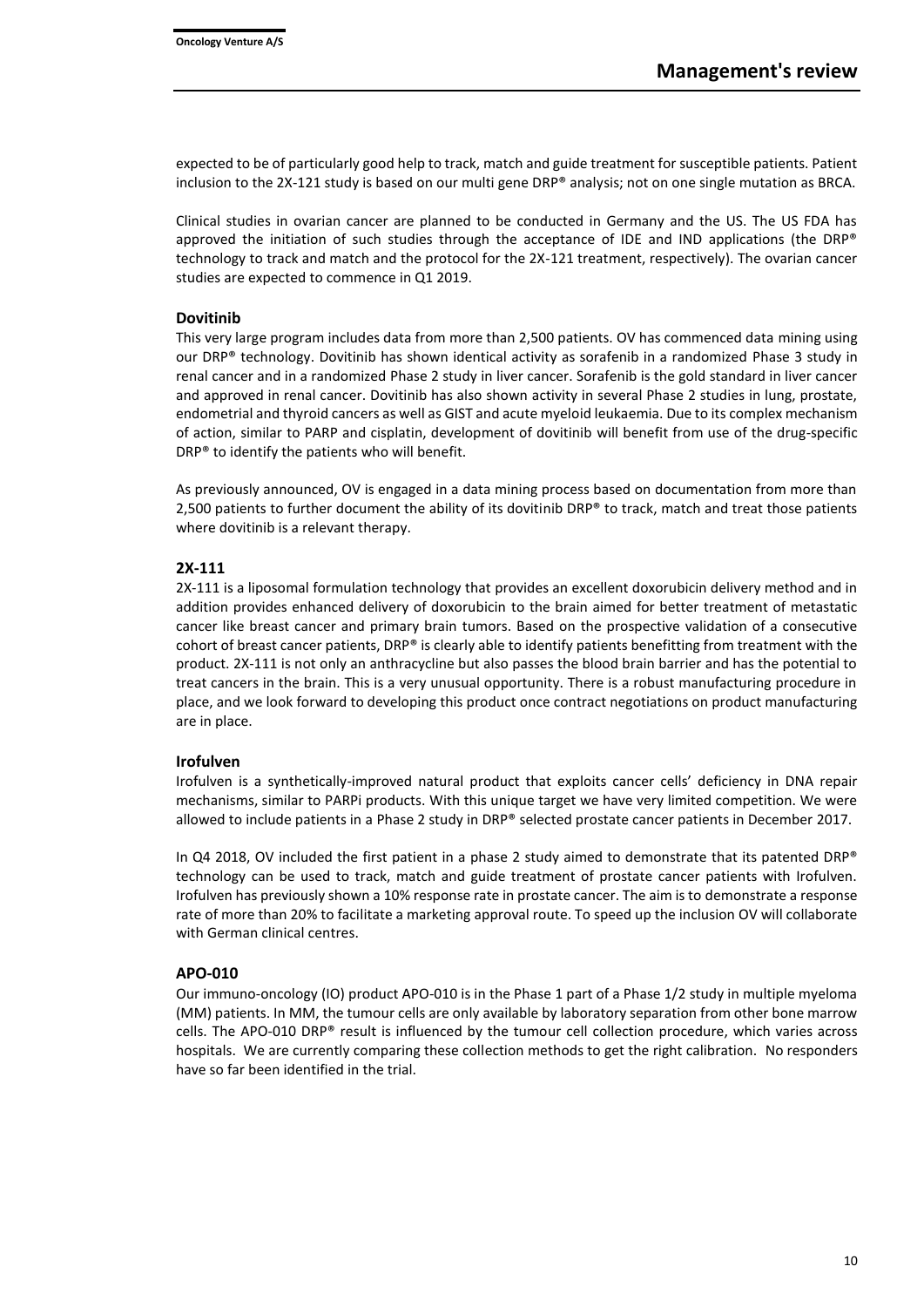expected to be of particularly good help to track, match and guide treatment for susceptible patients. Patient inclusion to the 2X-121 study is based on our multi gene DRP® analysis; not on one single mutation as BRCA.

Clinical studies in ovarian cancer are planned to be conducted in Germany and the US. The US FDA has approved the initiation of such studies through the acceptance of IDE and IND applications (the DRP® technology to track and match and the protocol for the 2X-121 treatment, respectively). The ovarian cancer studies are expected to commence in Q1 2019.

### Dovitinib

This very large program includes data from more than 2,500 patients. OV has commenced data mining using our DRP® technology. Dovitinib has shown identical activity as sorafenib in a randomized Phase 3 study in renal cancer and in a randomized Phase 2 study in liver cancer. Sorafenib is the gold standard in liver cancer and approved in renal cancer. Dovitinib has also shown activity in several Phase 2 studies in lung, prostate, endometrial and thyroid cancers as well as GIST and acute myeloid leukaemia. Due to its complex mechanism of action, similar to PARP and cisplatin, development of dovitinib will benefit from use of the drug-specific DRP® to identify the patients who will benefit.

As previously announced, OV is engaged in a data mining process based on documentation from more than 2,500 patients to further document the ability of its dovitinib DRP® to track, match and treat those patients where dovitinib is a relevant therapy.

### 2X-111

2X-111 is a liposomal formulation technology that provides an excellent doxorubicin delivery method and in addition provides enhanced delivery of doxorubicin to the brain aimed for better treatment of metastatic cancer like breast cancer and primary brain tumors. Based on the prospective validation of a consecutive cohort of breast cancer patients, DRP® is clearly able to identify patients benefitting from treatment with the product. 2X-111 is not only an anthracycline but also passes the blood brain barrier and has the potential to treat cancers in the brain. This is a very unusual opportunity. There is a robust manufacturing procedure in place, and we look forward to developing this product once contract negotiations on product manufacturing are in place.

### Irofulven

Irofulven is a synthetically-improved natural product that exploits cancer cells' deficiency in DNA repair mechanisms, similar to PARPi products. With this unique target we have very limited competition. We were allowed to include patients in a Phase 2 study in DRP® selected prostate cancer patients in December 2017.

In Q4 2018, OV included the first patient in a phase 2 study aimed to demonstrate that its patented DRP® technology can be used to track, match and guide treatment of prostate cancer patients with Irofulven. Irofulven has previously shown a 10% response rate in prostate cancer. The aim is to demonstrate a response rate of more than 20% to facilitate a marketing approval route. To speed up the inclusion OV will collaborate with German clinical centres.

### APO-010

Our immuno-oncology (IO) product APO-010 is in the Phase 1 part of a Phase 1/2 study in multiple myeloma (MM) patients. In MM, the tumour cells are only available by laboratory separation from other bone marrow cells. The APO-010 DRP® result is influenced by the tumour cell collection procedure, which varies across hospitals. We are currently comparing these collection methods to get the right calibration. No responders have so far been identified in the trial.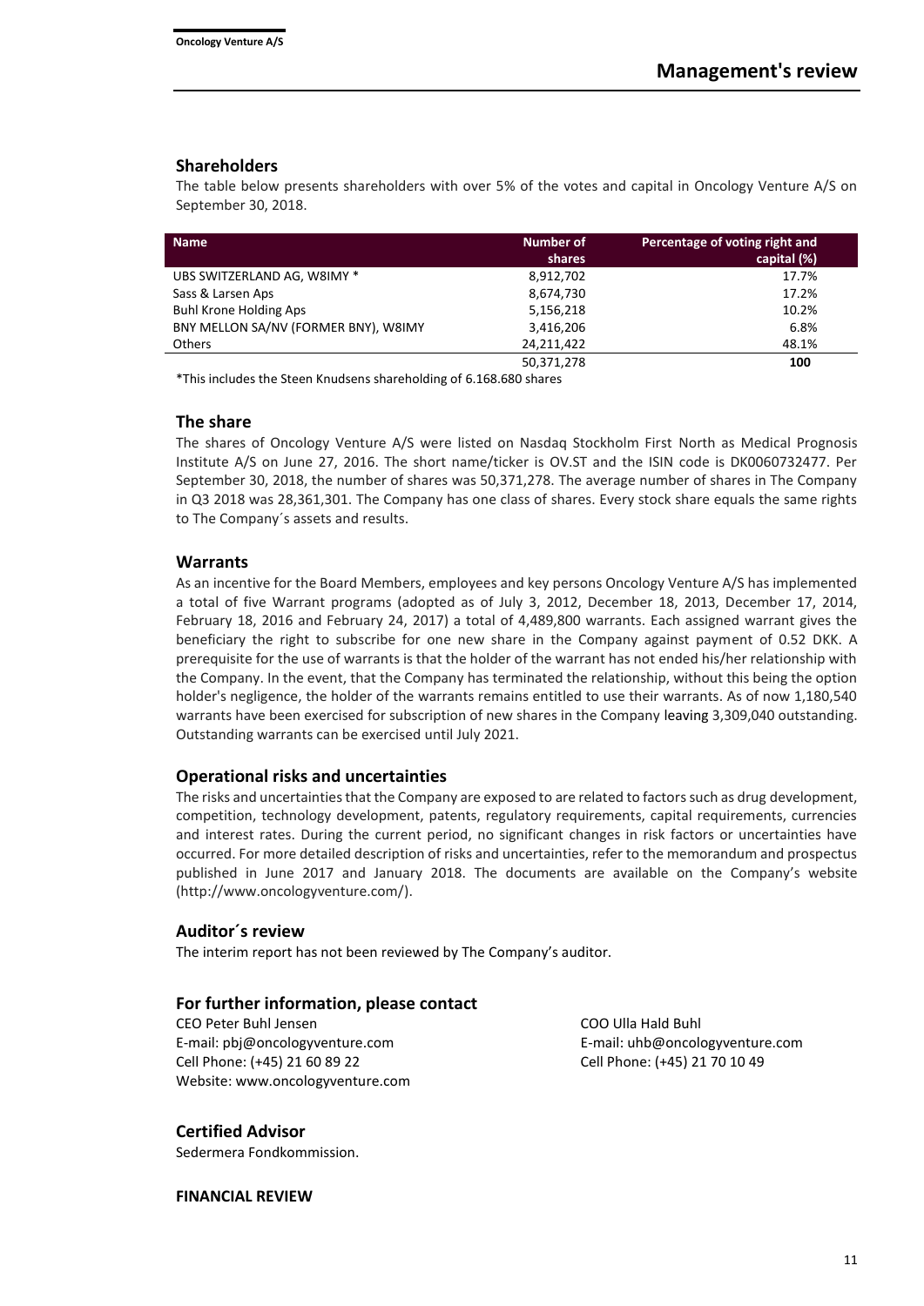## Shareholders

The table below presents shareholders with over 5% of the votes and capital in Oncology Venture A/S on September 30, 2018.

| Name | Number of shares | Percentage of voting right and capital (%) |
|---|---|---|
| UBS SWITZERLAND AG, W8IMY * | 8,912,702 | 17.7% |
| Sass & Larsen Aps | 8,674,730 | 17.2% |
| Buhl Krone Holding Aps | 5,156,218 | 10.2% |
| BNY MELLON SA/NV (FORMER BNY), W8IMY | 3,416,206 | 6.8% |
| Others | 24,211,422 | 48.1% |
| | 50,371,278 | **100** |

*This includes the Steen Knudsens shareholding of 6.168.680 shares

## The share

The shares of Oncology Venture A/S were listed on Nasdaq Stockholm First North as Medical Prognosis Institute A/S on June 27, 2016. The short name/ticker is OV.ST and the ISIN code is DK0060732477. Per September 30, 2018, the number of shares was 50,371,278. The average number of shares in The Company in Q3 2018 was 28,361,301. The Company has one class of shares. Every stock share equals the same rights to The Company´s assets and results.

## Warrants

As an incentive for the Board Members, employees and key persons Oncology Venture A/S has implemented a total of five Warrant programs (adopted as of July 3, 2012, December 18, 2013, December 17, 2014, February 18, 2016 and February 24, 2017) a total of 4,489,800 warrants. Each assigned warrant gives the beneficiary the right to subscribe for one new share in the Company against payment of 0.52 DKK. A prerequisite for the use of warrants is that the holder of the warrant has not ended his/her relationship with the Company. In the event, that the Company has terminated the relationship, without this being the option holder's negligence, the holder of the warrants remains entitled to use their warrants. As of now 1,180,540 warrants have been exercised for subscription of new shares in the Company leaving 3,309,040 outstanding. Outstanding warrants can be exercised until July 2021.

## Operational risks and uncertainties

The risks and uncertainties that the Company are exposed to are related to factors such as drug development, competition, technology development, patents, regulatory requirements, capital requirements, currencies and interest rates. During the current period, no significant changes in risk factors or uncertainties have occurred. For more detailed description of risks and uncertainties, refer to the memorandum and prospectus published in June 2017 and January 2018. The documents are available on the Company's website (http://www.oncologyventure.com/).

## Auditor´s review

The interim report has not been reviewed by The Company's auditor.

## For further information, please contact

CEO Peter Buhl Jensen
E-mail: pbj@oncologyventure.com
Cell Phone: (+45) 21 60 89 22
Website: www.oncologyventure.com

COO Ulla Hald Buhl
E-mail: uhb@oncologyventure.com
Cell Phone: (+45) 21 70 10 49

## Certified Advisor

Sedermera Fondkommission.

**FINANCIAL REVIEW**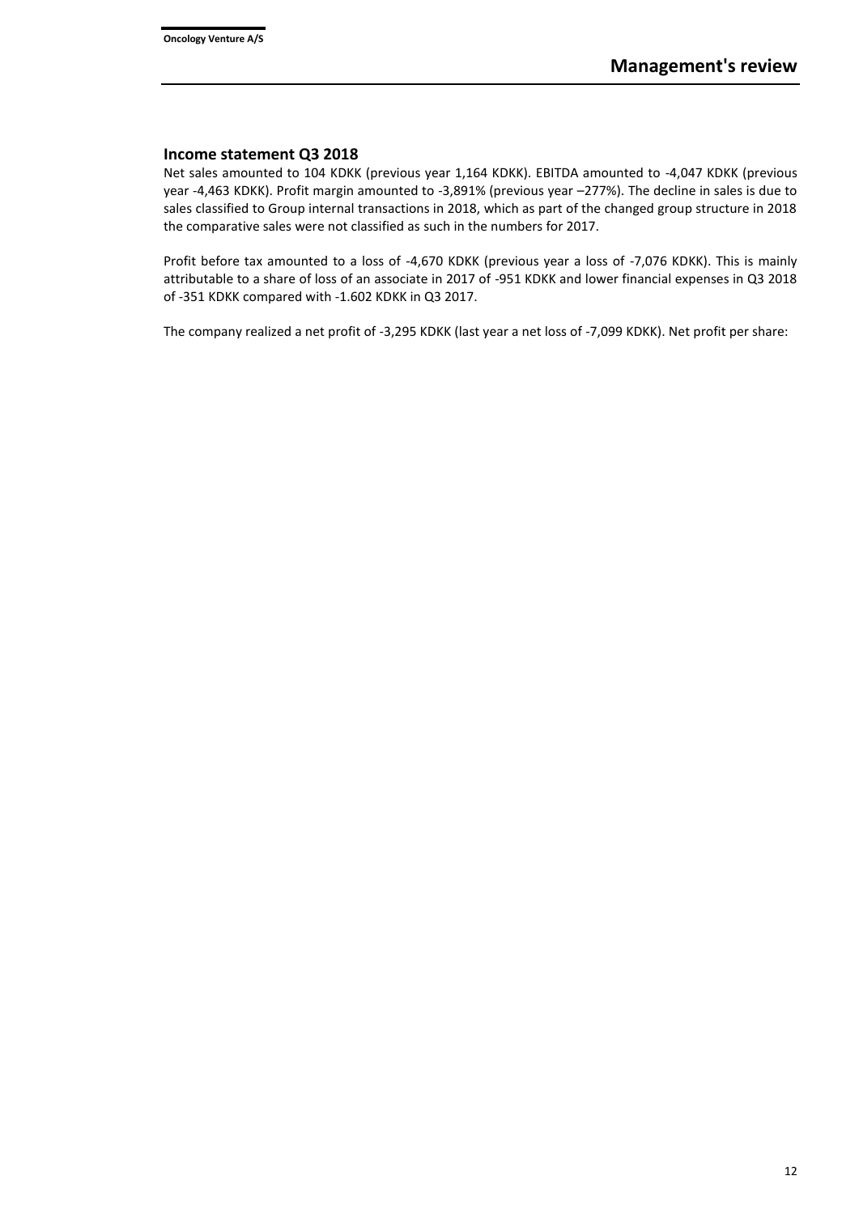## Income statement Q3 2018

Net sales amounted to 104 KDKK (previous year 1,164 KDKK). EBITDA amounted to -4,047 KDKK (previous year -4,463 KDKK). Profit margin amounted to -3,891% (previous year –277%). The decline in sales is due to sales classified to Group internal transactions in 2018, which as part of the changed group structure in 2018 the comparative sales were not classified as such in the numbers for 2017.

Profit before tax amounted to a loss of -4,670 KDKK (previous year a loss of -7,076 KDKK). This is mainly attributable to a share of loss of an associate in 2017 of -951 KDKK and lower financial expenses in Q3 2018 of -351 KDKK compared with -1.602 KDKK in Q3 2017.

The company realized a net profit of -3,295 KDKK (last year a net loss of -7,099 KDKK). Net profit per share: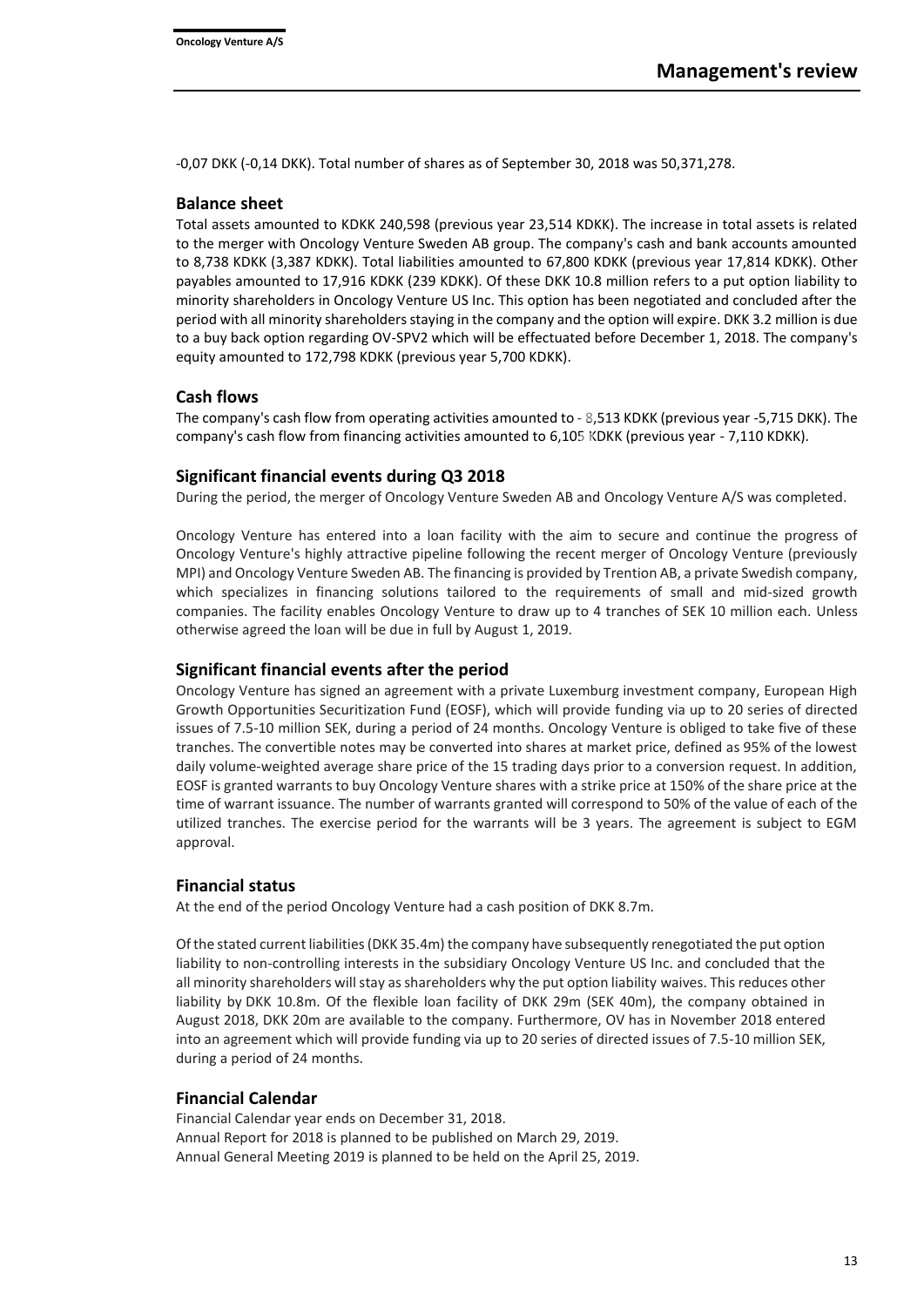-0,07 DKK (-0,14 DKK). Total number of shares as of September 30, 2018 was 50,371,278.

## Balance sheet

Total assets amounted to KDKK 240,598 (previous year 23,514 KDKK). The increase in total assets is related to the merger with Oncology Venture Sweden AB group. The company's cash and bank accounts amounted to 8,738 KDKK (3,387 KDKK). Total liabilities amounted to 67,800 KDKK (previous year 17,814 KDKK). Other payables amounted to 17,916 KDKK (239 KDKK). Of these DKK 10.8 million refers to a put option liability to minority shareholders in Oncology Venture US Inc. This option has been negotiated and concluded after the period with all minority shareholders staying in the company and the option will expire. DKK 3.2 million is due to a buy back option regarding OV-SPV2 which will be effectuated before December 1, 2018. The company's equity amounted to 172,798 KDKK (previous year 5,700 KDKK).

## Cash flows

The company's cash flow from operating activities amounted to - 8,513 KDKK (previous year -5,715 DKK). The company's cash flow from financing activities amounted to 6,105 KDKK (previous year - 7,110 KDKK).

## Significant financial events during Q3 2018

During the period, the merger of Oncology Venture Sweden AB and Oncology Venture A/S was completed.

Oncology Venture has entered into a loan facility with the aim to secure and continue the progress of Oncology Venture's highly attractive pipeline following the recent merger of Oncology Venture (previously MPI) and Oncology Venture Sweden AB. The financing is provided by Trention AB, a private Swedish company, which specializes in financing solutions tailored to the requirements of small and mid-sized growth companies. The facility enables Oncology Venture to draw up to 4 tranches of SEK 10 million each. Unless otherwise agreed the loan will be due in full by August 1, 2019.

## Significant financial events after the period

Oncology Venture has signed an agreement with a private Luxemburg investment company, European High Growth Opportunities Securitization Fund (EOSF), which will provide funding via up to 20 series of directed issues of 7.5-10 million SEK, during a period of 24 months. Oncology Venture is obliged to take five of these tranches. The convertible notes may be converted into shares at market price, defined as 95% of the lowest daily volume-weighted average share price of the 15 trading days prior to a conversion request. In addition, EOSF is granted warrants to buy Oncology Venture shares with a strike price at 150% of the share price at the time of warrant issuance. The number of warrants granted will correspond to 50% of the value of each of the utilized tranches. The exercise period for the warrants will be 3 years. The agreement is subject to EGM approval.

## Financial status

At the end of the period Oncology Venture had a cash position of DKK 8.7m.

Of the stated current liabilities (DKK 35.4m) the company have subsequently renegotiated the put option liability to non-controlling interests in the subsidiary Oncology Venture US Inc. and concluded that the all minority shareholders will stay as shareholders why the put option liability waives. This reduces other liability by DKK 10.8m. Of the flexible loan facility of DKK 29m (SEK 40m), the company obtained in August 2018, DKK 20m are available to the company. Furthermore, OV has in November 2018 entered into an agreement which will provide funding via up to 20 series of directed issues of 7.5-10 million SEK, during a period of 24 months.

## Financial Calendar

Financial Calendar year ends on December 31, 2018.
Annual Report for 2018 is planned to be published on March 29, 2019.
Annual General Meeting 2019 is planned to be held on the April 25, 2019.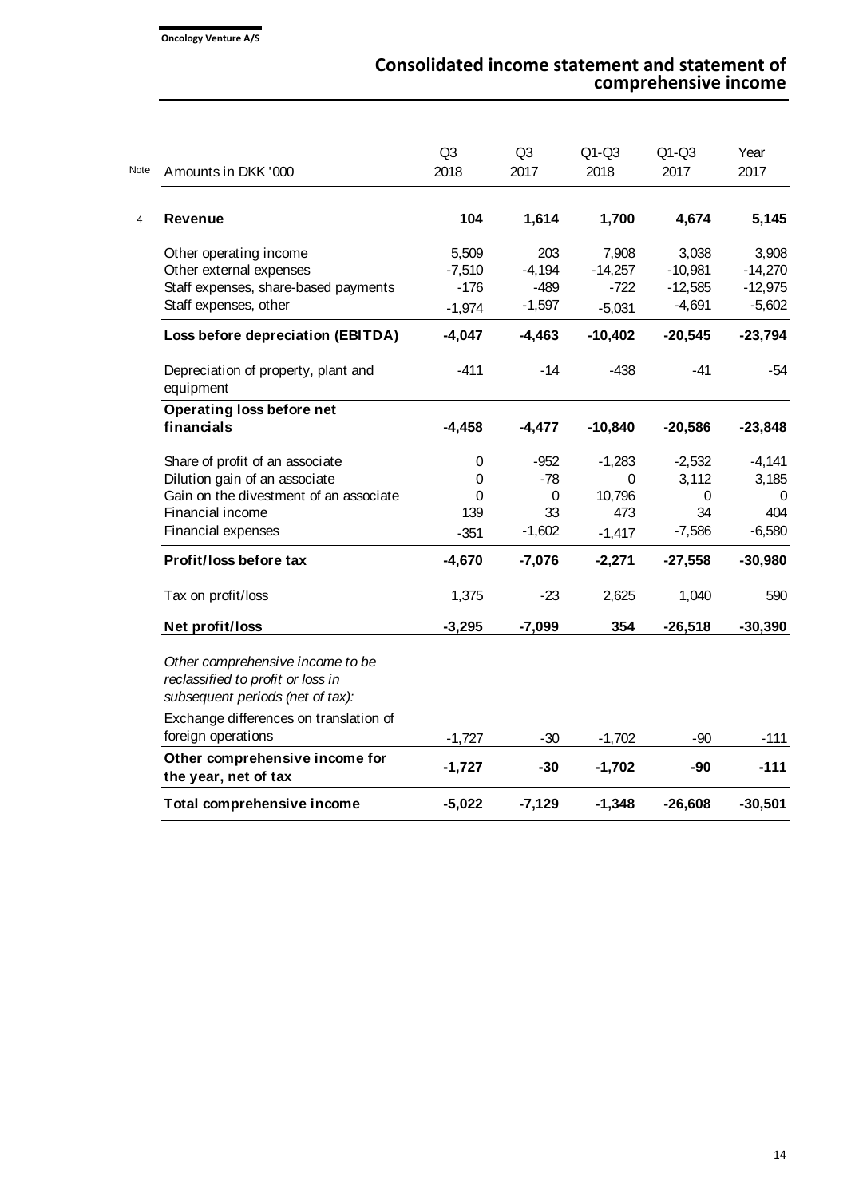## Consolidated income statement and statement of comprehensive income

| Note | Amounts in DKK '000 | Q3 2018 | Q3 2017 | Q1-Q3 2018 | Q1-Q3 2017 | Year 2017 |
|---|---|---|---|---|---|---|
| 4 | **Revenue** | **104** | **1,614** | **1,700** | **4,674** | **5,145** |
| | Other operating income | 5,509 | 203 | 7,908 | 3,038 | 3,908 |
| | Other external expenses | -7,510 | -4,194 | -14,257 | -10,981 | -14,270 |
| | Staff expenses, share-based payments | -176 | -489 | -722 | -12,585 | -12,975 |
| | Staff expenses, other | -1,974 | -1,597 | -5,031 | -4,691 | -5,602 |
| | **Loss before depreciation (EBITDA)** | **-4,047** | **-4,463** | **-10,402** | **-20,545** | **-23,794** |
| | Depreciation of property, plant and equipment | -411 | -14 | -438 | -41 | -54 |
| | **Operating loss before net financials** | **-4,458** | **-4,477** | **-10,840** | **-20,586** | **-23,848** |
| | Share of profit of an associate | 0 | -952 | -1,283 | -2,532 | -4,141 |
| | Dilution gain of an associate | 0 | -78 | 0 | 3,112 | 3,185 |
| | Gain on the divestment of an associate | 0 | 0 | 10,796 | 0 | 0 |
| | Financial income | 139 | 33 | 473 | 34 | 404 |
| | Financial expenses | -351 | -1,602 | -1,417 | -7,586 | -6,580 |
| | **Profit/loss before tax** | **-4,670** | **-7,076** | **-2,271** | **-27,558** | **-30,980** |
| | Tax on profit/loss | 1,375 | -23 | 2,625 | 1,040 | 590 |
| | **Net profit/loss** | **-3,295** | **-7,099** | **354** | **-26,518** | **-30,390** |
| | *Other comprehensive income to be reclassified to profit or loss in subsequent periods (net of tax):* | | | | | |
| | Exchange differences on translation of foreign operations | -1,727 | -30 | -1,702 | -90 | -111 |
| | **Other comprehensive income for the year, net of tax** | **-1,727** | **-30** | **-1,702** | **-90** | **-111** |
| | **Total comprehensive income** | **-5,022** | **-7,129** | **-1,348** | **-26,608** | **-30,501** |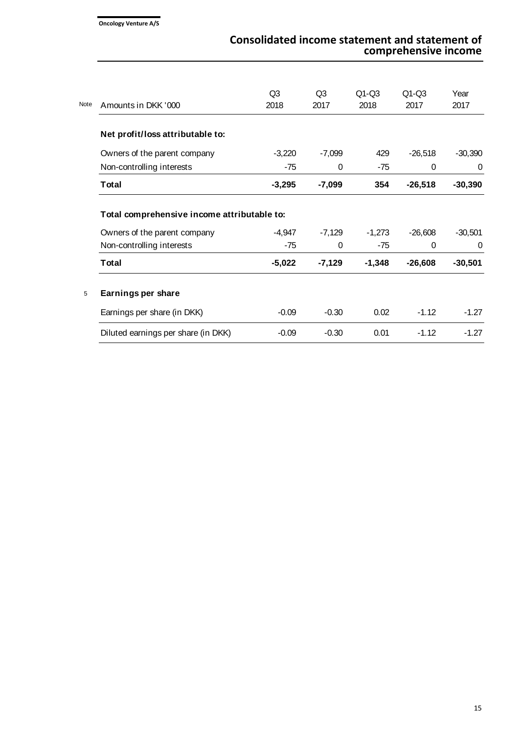## Consolidated income statement and statement of comprehensive income

| Note | Amounts in DKK '000 | Q3 2018 | Q3 2017 | Q1-Q3 2018 | Q1-Q3 2017 | Year 2017 |
|---|---|---|---|---|---|---|
| | **Net profit/loss attributable to:** | | | | | |
| | Owners of the parent company | -3,220 | -7,099 | 429 | -26,518 | -30,390 |
| | Non-controlling interests | -75 | 0 | -75 | 0 | 0 |
| | **Total** | **-3,295** | **-7,099** | **354** | **-26,518** | **-30,390** |
| | **Total comprehensive income attributable to:** | | | | | |
| | Owners of the parent company | -4,947 | -7,129 | -1,273 | -26,608 | -30,501 |
| | Non-controlling interests | -75 | 0 | -75 | 0 | 0 |
| | **Total** | **-5,022** | **-7,129** | **-1,348** | **-26,608** | **-30,501** |
| 5 | **Earnings per share** | | | | | |
| | Earnings per share (in DKK) | -0.09 | -0.30 | 0.02 | -1.12 | -1.27 |
| | Diluted earnings per share (in DKK) | -0.09 | -0.30 | 0.01 | -1.12 | -1.27 |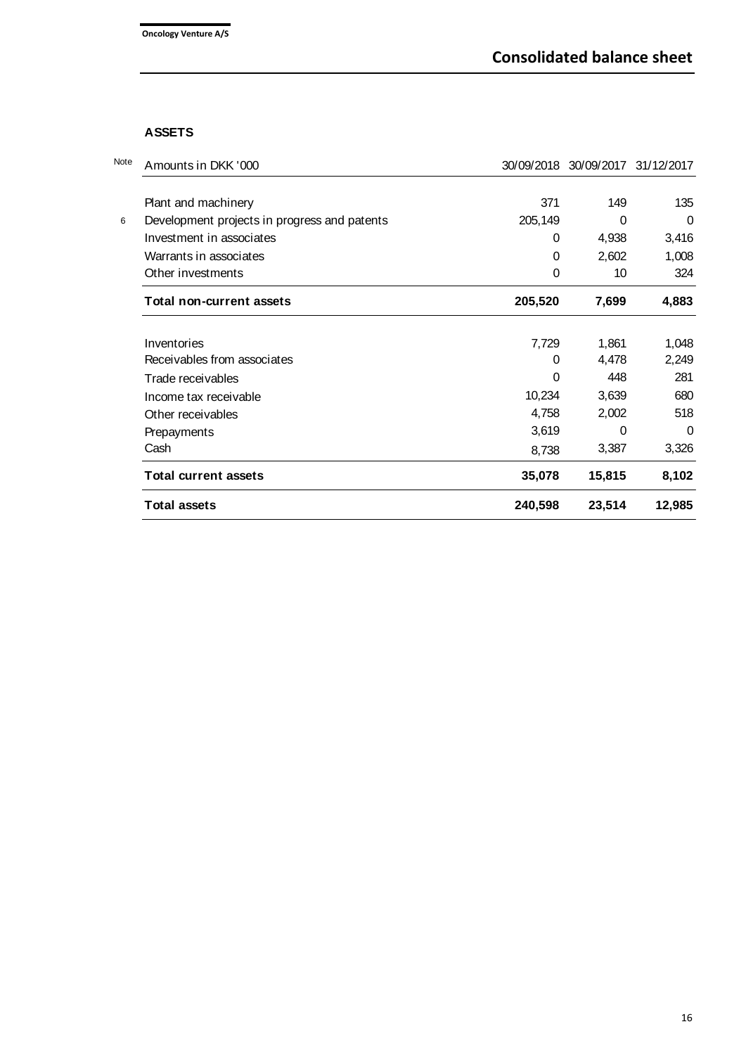# Consolidated balance sheet

**ASSETS**

| Note | Amounts in DKK '000 | 30/09/2018 | 30/09/2017 | 31/12/2017 |
|---|---|---|---|---|
| | Plant and machinery | 371 | 149 | 135 |
| 6 | Development projects in progress and patents | 205,149 | 0 | 0 |
| | Investment in associates | 0 | 4,938 | 3,416 |
| | Warrants in associates | 0 | 2,602 | 1,008 |
| | Other investments | 0 | 10 | 324 |
| | **Total non-current assets** | **205,520** | **7,699** | **4,883** |
| | Inventories | 7,729 | 1,861 | 1,048 |
| | Receivables from associates | 0 | 4,478 | 2,249 |
| | Trade receivables | 0 | 448 | 281 |
| | Income tax receivable | 10,234 | 3,639 | 680 |
| | Other receivables | 4,758 | 2,002 | 518 |
| | Prepayments | 3,619 | 0 | 0 |
| | Cash | 8,738 | 3,387 | 3,326 |
| | **Total current assets** | **35,078** | **15,815** | **8,102** |
| | **Total assets** | **240,598** | **23,514** | **12,985** |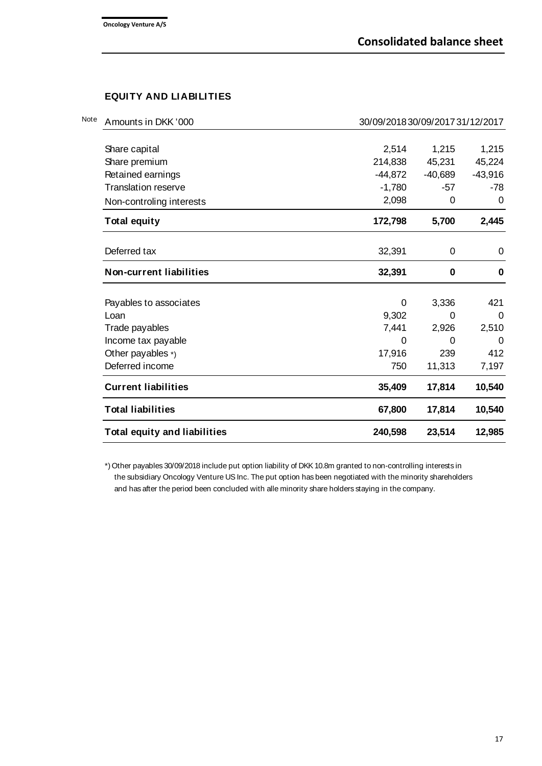## Consolidated balance sheet

### EQUITY AND LIABILITIES

| Note | Amounts in DKK '000 | 30/09/2018 | 30/09/2017 | 31/12/2017 |
|---|---|---|---|---|
| | Share capital | 2,514 | 1,215 | 1,215 |
| | Share premium | 214,838 | 45,231 | 45,224 |
| | Retained earnings | -44,872 | -40,689 | -43,916 |
| | Translation reserve | -1,780 | -57 | -78 |
| | Non-controling interests | 2,098 | 0 | 0 |
| | **Total equity** | **172,798** | **5,700** | **2,445** |
| | Deferred tax | 32,391 | 0 | 0 |
| | **Non-current liabilities** | **32,391** | **0** | **0** |
| | Payables to associates | 0 | 3,336 | 421 |
| | Loan | 9,302 | 0 | 0 |
| | Trade payables | 7,441 | 2,926 | 2,510 |
| | Income tax payable | 0 | 0 | 0 |
| | Other payables *) | 17,916 | 239 | 412 |
| | Deferred income | 750 | 11,313 | 7,197 |
| | **Current liabilities** | **35,409** | **17,814** | **10,540** |
| | **Total liabilities** | **67,800** | **17,814** | **10,540** |
| | **Total equity and liabilities** | **240,598** | **23,514** | **12,985** |

*) Other payables 30/09/2018 include put option liability of DKK 10.8m granted to non-controlling interests in the subsidiary Oncology Venture US Inc. The put option has been negotiated with the minority shareholders and has after the period been concluded with alle minority share holders staying in the company.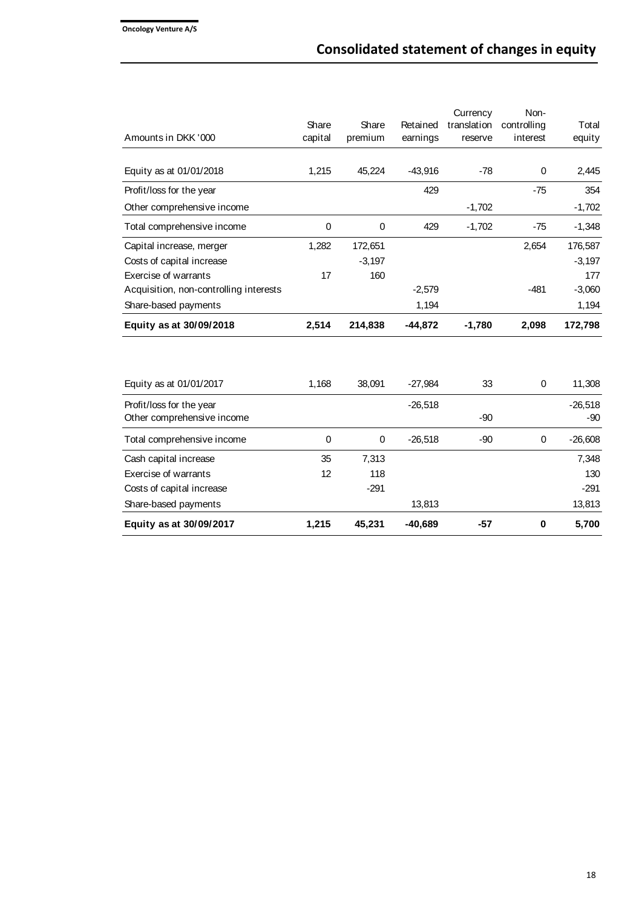# Consolidated statement of changes in equity

| Amounts in DKK '000 | Share capital | Share premium | Retained earnings | Currency translation reserve | Non-controlling interest | Total equity |
|---|---|---|---|---|---|---|
| Equity as at 01/01/2018 | 1,215 | 45,224 | -43,916 | -78 | 0 | 2,445 |
| Profit/loss for the year | | | 429 | | -75 | 354 |
| Other comprehensive income | | | | -1,702 | | -1,702 |
| Total comprehensive income | 0 | 0 | 429 | -1,702 | -75 | -1,348 |
| Capital increase, merger | 1,282 | 172,651 | | | 2,654 | 176,587 |
| Costs of capital increase | | -3,197 | | | | -3,197 |
| Exercise of warrants | 17 | 160 | | | | 177 |
| Acquisition, non-controlling interests | | | -2,579 | | -481 | -3,060 |
| Share-based payments | | | 1,194 | | | 1,194 |
| **Equity as at 30/09/2018** | **2,514** | **214,838** | **-44,872** | **-1,780** | **2,098** | **172,798** |

| Amounts in DKK '000 | Share capital | Share premium | Retained earnings | Currency translation reserve | Non-controlling interest | Total equity |
|---|---|---|---|---|---|---|
| Equity as at 01/01/2017 | 1,168 | 38,091 | -27,984 | 33 | 0 | 11,308 |
| Profit/loss for the year | | | -26,518 | | | -26,518 |
| Other comprehensive income | | | | -90 | | -90 |
| Total comprehensive income | 0 | 0 | -26,518 | -90 | 0 | -26,608 |
| Cash capital increase | 35 | 7,313 | | | | 7,348 |
| Exercise of warrants | 12 | 118 | | | | 130 |
| Costs of capital increase | | -291 | | | | -291 |
| Share-based payments | | | 13,813 | | | 13,813 |
| **Equity as at 30/09/2017** | **1,215** | **45,231** | **-40,689** | **-57** | **0** | **5,700** |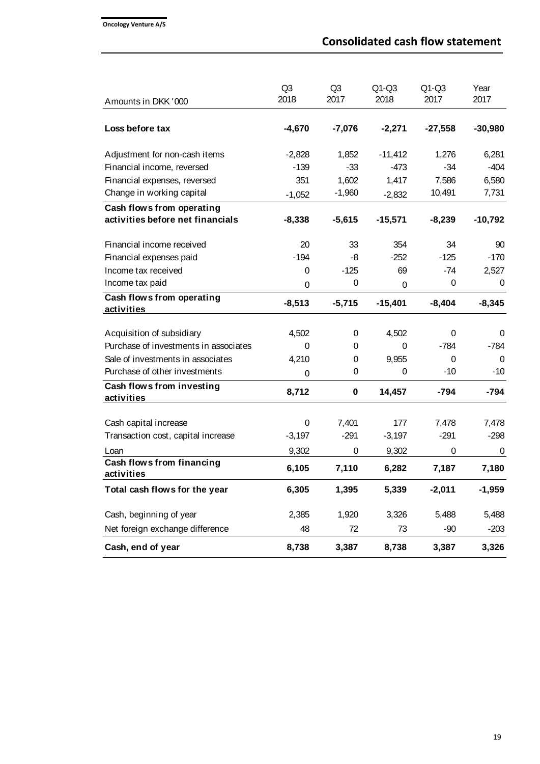## Consolidated cash flow statement

| Amounts in DKK '000 | Q3 2018 | Q3 2017 | Q1-Q3 2018 | Q1-Q3 2017 | Year 2017 |
|---|---|---|---|---|---|
| **Loss before tax** | **-4,670** | **-7,076** | **-2,271** | **-27,558** | **-30,980** |
| Adjustment for non-cash items | -2,828 | 1,852 | -11,412 | 1,276 | 6,281 |
| Financial income, reversed | -139 | -33 | -473 | -34 | -404 |
| Financial expenses, reversed | 351 | 1,602 | 1,417 | 7,586 | 6,580 |
| Change in working capital | -1,052 | -1,960 | -2,832 | 10,491 | 7,731 |
| **Cash flows from operating activities before net financials** | **-8,338** | **-5,615** | **-15,571** | **-8,239** | **-10,792** |
| Financial income received | 20 | 33 | 354 | 34 | 90 |
| Financial expenses paid | -194 | -8 | -252 | -125 | -170 |
| Income tax received | 0 | -125 | 69 | -74 | 2,527 |
| Income tax paid | 0 | 0 | 0 | 0 | 0 |
| **Cash flows from operating activities** | **-8,513** | **-5,715** | **-15,401** | **-8,404** | **-8,345** |
| Acquisition of subsidiary | 4,502 | 0 | 4,502 | 0 | 0 |
| Purchase of investments in associates | 0 | 0 | 0 | -784 | -784 |
| Sale of investments in associates | 4,210 | 0 | 9,955 | 0 | 0 |
| Purchase of other investments | 0 | 0 | 0 | -10 | -10 |
| **Cash flows from investing activities** | **8,712** | **0** | **14,457** | **-794** | **-794** |
| Cash capital increase | 0 | 7,401 | 177 | 7,478 | 7,478 |
| Transaction cost, capital increase | -3,197 | -291 | -3,197 | -291 | -298 |
| Loan | 9,302 | 0 | 9,302 | 0 | 0 |
| **Cash flows from financing activities** | **6,105** | **7,110** | **6,282** | **7,187** | **7,180** |
| **Total cash flows for the year** | **6,305** | **1,395** | **5,339** | **-2,011** | **-1,959** |
| Cash, beginning of year | 2,385 | 1,920 | 3,326 | 5,488 | 5,488 |
| Net foreign exchange difference | 48 | 72 | 73 | -90 | -203 |
| **Cash, end of year** | **8,738** | **3,387** | **8,738** | **3,387** | **3,326** |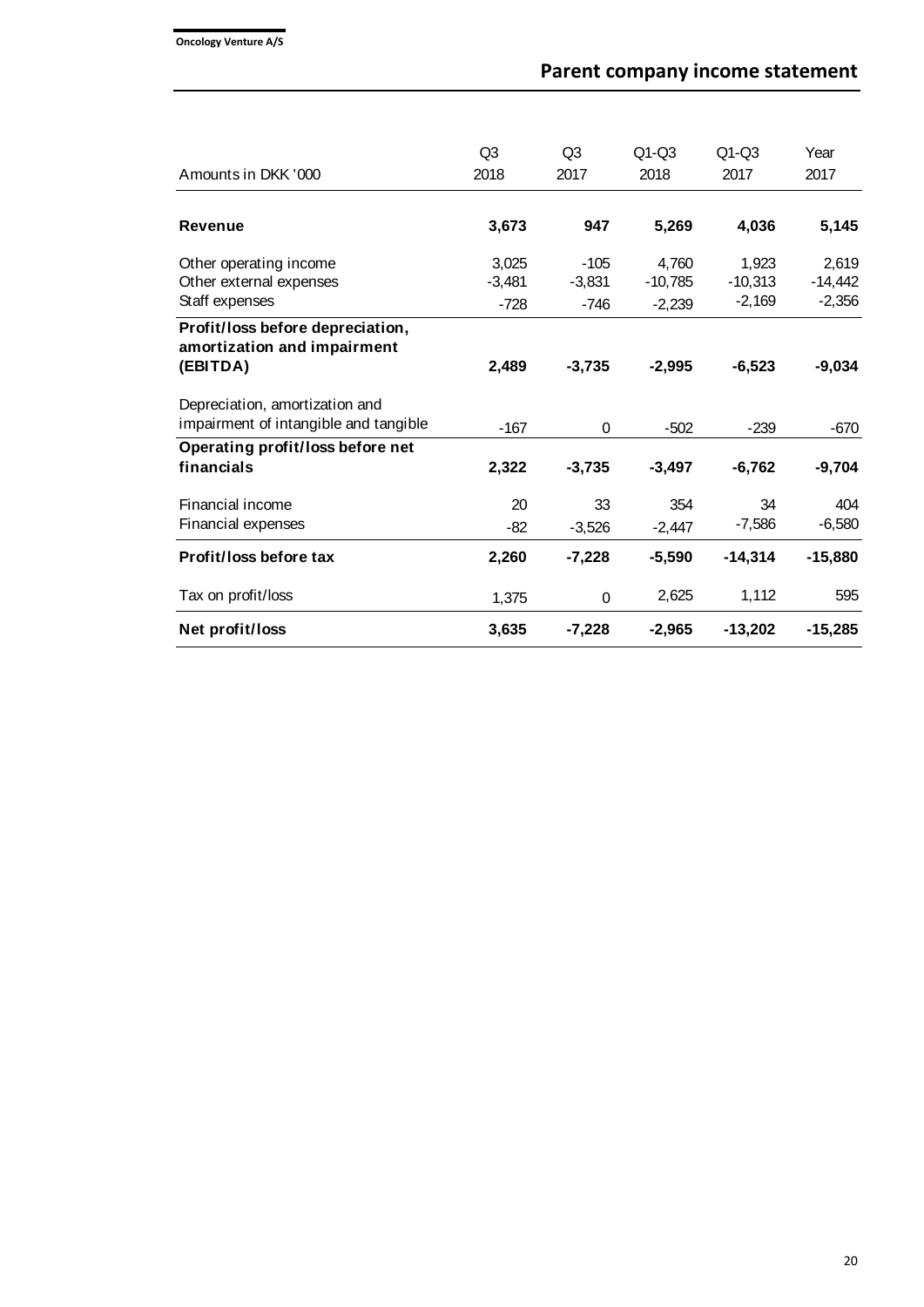## Parent company income statement

| Amounts in DKK '000 | Q3 2018 | Q3 2017 | Q1-Q3 2018 | Q1-Q3 2017 | Year 2017 |
|---|---|---|---|---|---|
| **Revenue** | **3,673** | **947** | **5,269** | **4,036** | **5,145** |
| Other operating income | 3,025 | -105 | 4,760 | 1,923 | 2,619 |
| Other external expenses | -3,481 | -3,831 | -10,785 | -10,313 | -14,442 |
| Staff expenses | -728 | -746 | -2,239 | -2,169 | -2,356 |
| **Profit/loss before depreciation, amortization and impairment (EBITDA)** | **2,489** | **-3,735** | **-2,995** | **-6,523** | **-9,034** |
| Depreciation, amortization and impairment of intangible and tangible | -167 | 0 | -502 | -239 | -670 |
| **Operating profit/loss before net financials** | **2,322** | **-3,735** | **-3,497** | **-6,762** | **-9,704** |
| Financial income | 20 | 33 | 354 | 34 | 404 |
| Financial expenses | -82 | -3,526 | -2,447 | -7,586 | -6,580 |
| **Profit/loss before tax** | **2,260** | **-7,228** | **-5,590** | **-14,314** | **-15,880** |
| Tax on profit/loss | 1,375 | 0 | 2,625 | 1,112 | 595 |
| **Net profit/loss** | **3,635** | **-7,228** | **-2,965** | **-13,202** | **-15,285** |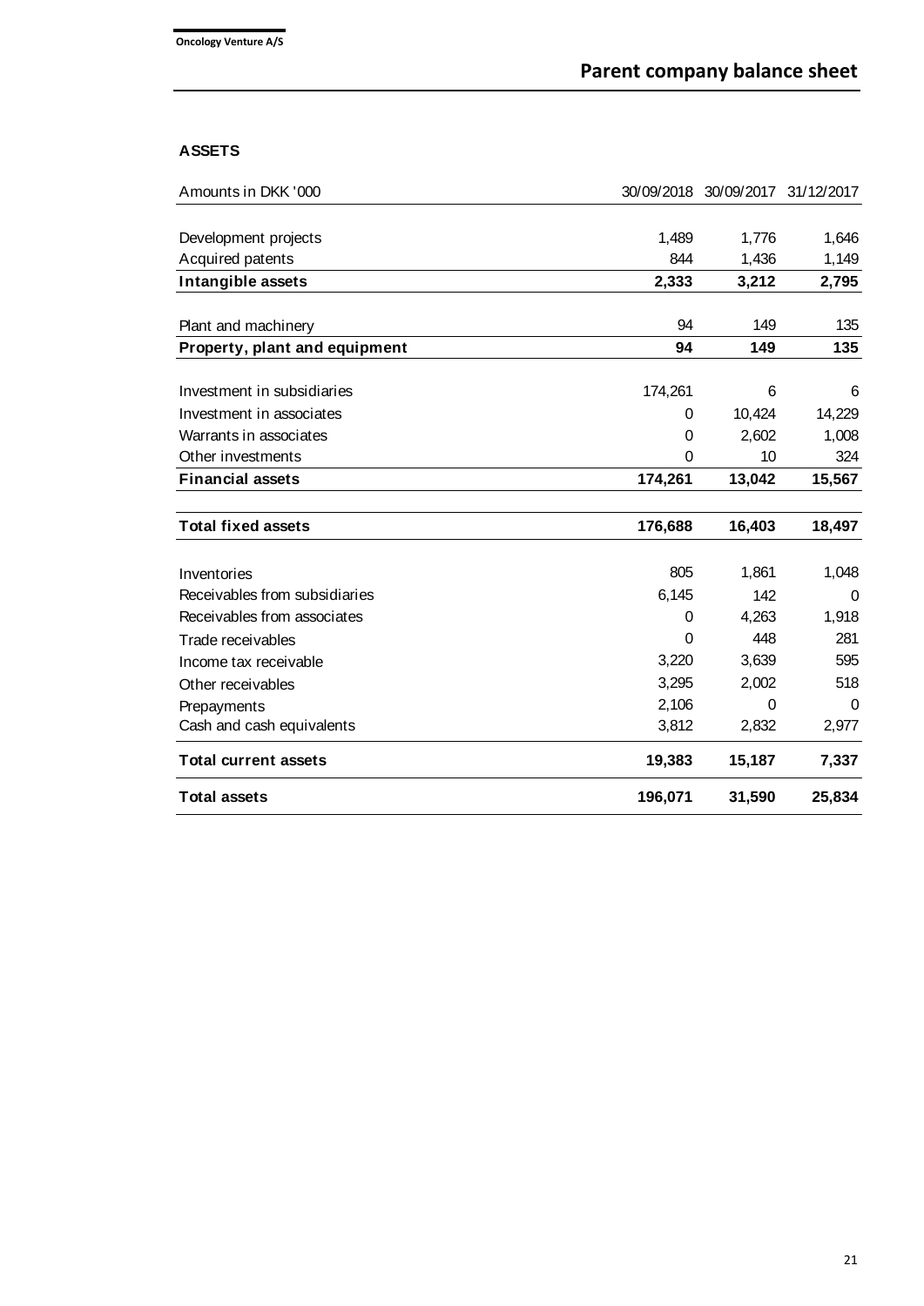# Parent company balance sheet

## ASSETS

| Amounts in DKK '000 | 30/09/2018 | 30/09/2017 | 31/12/2017 |
|---|---|---|---|
| Development projects | 1,489 | 1,776 | 1,646 |
| Acquired patents | 844 | 1,436 | 1,149 |
| **Intangible assets** | **2,333** | **3,212** | **2,795** |
| Plant and machinery | 94 | 149 | 135 |
| **Property, plant and equipment** | **94** | **149** | **135** |
| Investment in subsidiaries | 174,261 | 6 | 6 |
| Investment in associates | 0 | 10,424 | 14,229 |
| Warrants in associates | 0 | 2,602 | 1,008 |
| Other investments | 0 | 10 | 324 |
| **Financial assets** | **174,261** | **13,042** | **15,567** |
| **Total fixed assets** | **176,688** | **16,403** | **18,497** |
| Inventories | 805 | 1,861 | 1,048 |
| Receivables from subsidiaries | 6,145 | 142 | 0 |
| Receivables from associates | 0 | 4,263 | 1,918 |
| Trade receivables | 0 | 448 | 281 |
| Income tax receivable | 3,220 | 3,639 | 595 |
| Other receivables | 3,295 | 2,002 | 518 |
| Prepayments | 2,106 | 0 | 0 |
| Cash and cash equivalents | 3,812 | 2,832 | 2,977 |
| **Total current assets** | **19,383** | **15,187** | **7,337** |
| **Total assets** | **196,071** | **31,590** | **25,834** |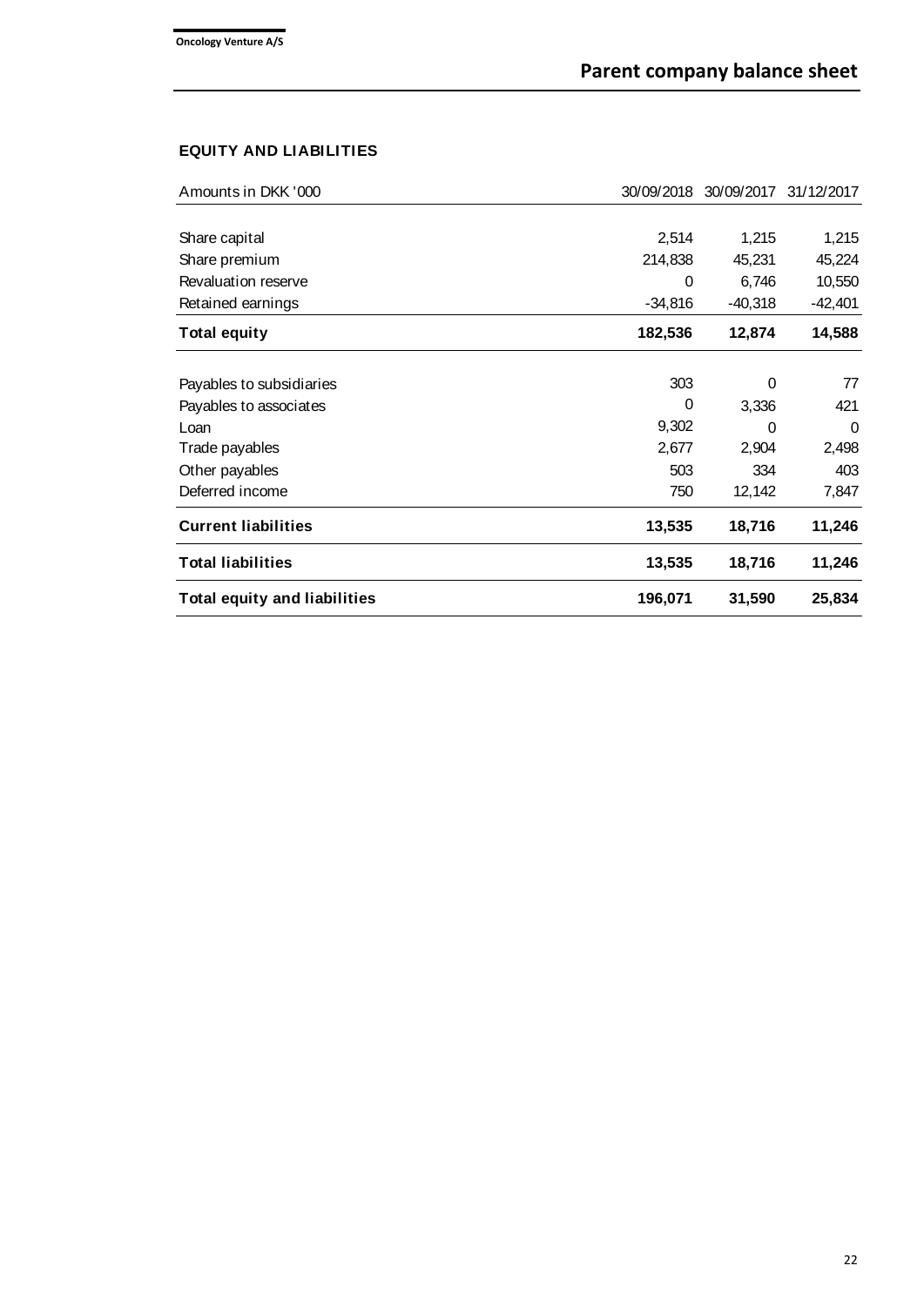## Parent company balance sheet

### EQUITY AND LIABILITIES

| Amounts in DKK '000 | 30/09/2018 | 30/09/2017 | 31/12/2017 |
|---|---|---|---|
| Share capital | 2,514 | 1,215 | 1,215 |
| Share premium | 214,838 | 45,231 | 45,224 |
| Revaluation reserve | 0 | 6,746 | 10,550 |
| Retained earnings | -34,816 | -40,318 | -42,401 |
| **Total equity** | **182,536** | **12,874** | **14,588** |
| Payables to subsidiaries | 303 | 0 | 77 |
| Payables to associates | 0 | 3,336 | 421 |
| Loan | 9,302 | 0 | 0 |
| Trade payables | 2,677 | 2,904 | 2,498 |
| Other payables | 503 | 334 | 403 |
| Deferred income | 750 | 12,142 | 7,847 |
| **Current liabilities** | **13,535** | **18,716** | **11,246** |
| **Total liabilities** | **13,535** | **18,716** | **11,246** |
| **Total equity and liabilities** | **196,071** | **31,590** | **25,834** |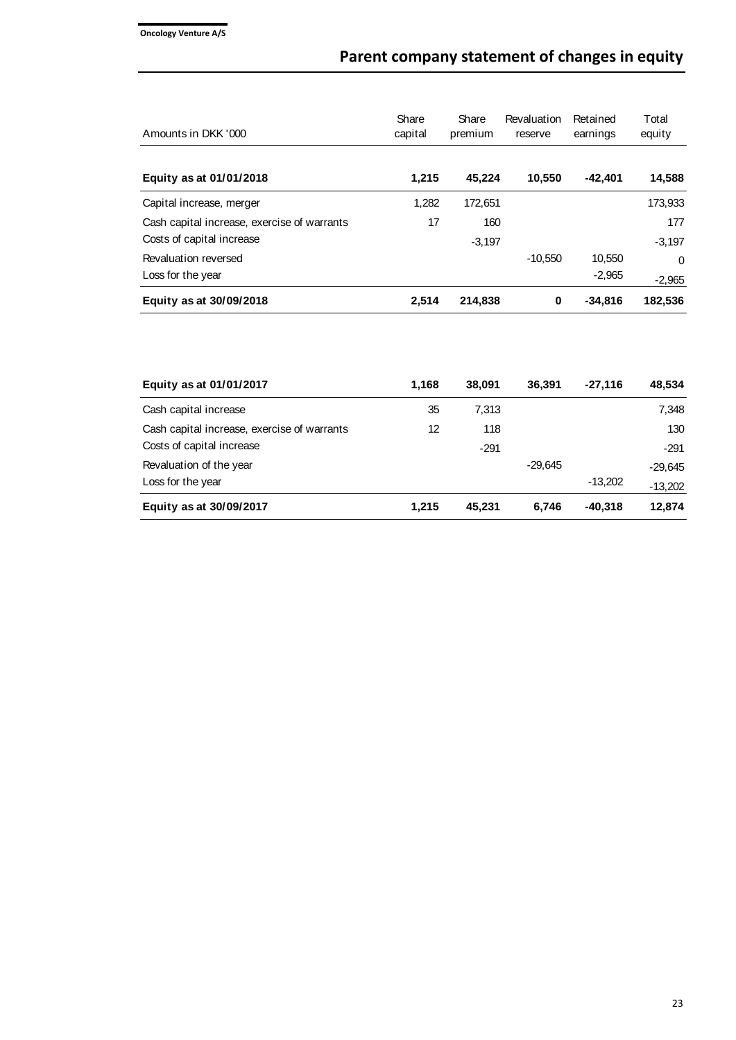# Parent company statement of changes in equity

| Amounts in DKK '000 | Share capital | Share premium | Revaluation reserve | Retained earnings | Total equity |
|---|---|---|---|---|---|
| **Equity as at 01/01/2018** | **1,215** | **45,224** | **10,550** | **-42,401** | **14,588** |
| Capital increase, merger | 1,282 | 172,651 | | | 173,933 |
| Cash capital increase, exercise of warrants | 17 | 160 | | | 177 |
| Costs of capital increase | | -3,197 | | | -3,197 |
| Revaluation reversed | | | -10,550 | 10,550 | 0 |
| Loss for the year | | | | -2,965 | -2,965 |
| **Equity as at 30/09/2018** | **2,514** | **214,838** | **0** | **-34,816** | **182,536** |

| Amounts in DKK '000 | Share capital | Share premium | Revaluation reserve | Retained earnings | Total equity |
|---|---|---|---|---|---|
| **Equity as at 01/01/2017** | **1,168** | **38,091** | **36,391** | **-27,116** | **48,534** |
| Cash capital increase | 35 | 7,313 | | | 7,348 |
| Cash capital increase, exercise of warrants | 12 | 118 | | | 130 |
| Costs of capital increase | | -291 | | | -291 |
| Revaluation of the year | | | -29,645 | | -29,645 |
| Loss for the year | | | | -13,202 | -13,202 |
| **Equity as at 30/09/2017** | **1,215** | **45,231** | **6,746** | **-40,318** | **12,874** |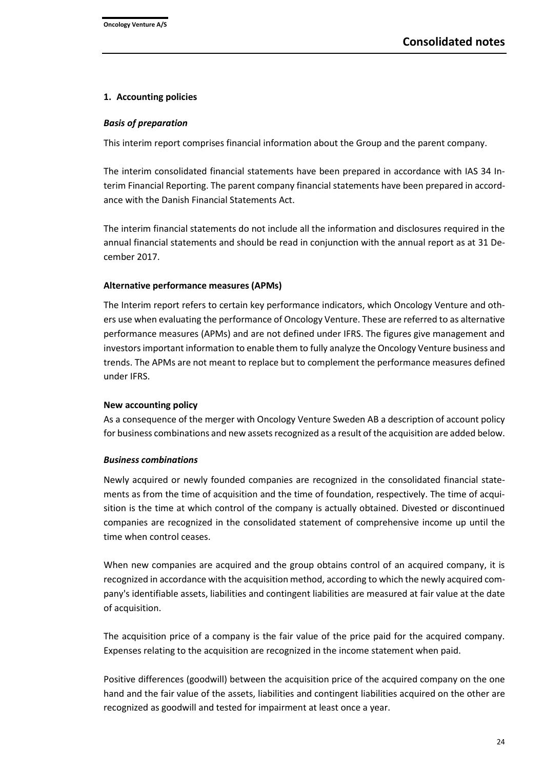# Consolidated notes

## 1. Accounting policies

### *Basis of preparation*

This interim report comprises financial information about the Group and the parent company.

The interim consolidated financial statements have been prepared in accordance with IAS 34 Interim Financial Reporting. The parent company financial statements have been prepared in accordance with the Danish Financial Statements Act.

The interim financial statements do not include all the information and disclosures required in the annual financial statements and should be read in conjunction with the annual report as at 31 December 2017.

### Alternative performance measures (APMs)

The Interim report refers to certain key performance indicators, which Oncology Venture and others use when evaluating the performance of Oncology Venture. These are referred to as alternative performance measures (APMs) and are not defined under IFRS. The figures give management and investors important information to enable them to fully analyze the Oncology Venture business and trends. The APMs are not meant to replace but to complement the performance measures defined under IFRS.

### New accounting policy

As a consequence of the merger with Oncology Venture Sweden AB a description of account policy for business combinations and new assets recognized as a result of the acquisition are added below.

### *Business combinations*

Newly acquired or newly founded companies are recognized in the consolidated financial statements as from the time of acquisition and the time of foundation, respectively. The time of acquisition is the time at which control of the company is actually obtained. Divested or discontinued companies are recognized in the consolidated statement of comprehensive income up until the time when control ceases.

When new companies are acquired and the group obtains control of an acquired company, it is recognized in accordance with the acquisition method, according to which the newly acquired company's identifiable assets, liabilities and contingent liabilities are measured at fair value at the date of acquisition.

The acquisition price of a company is the fair value of the price paid for the acquired company. Expenses relating to the acquisition are recognized in the income statement when paid.

Positive differences (goodwill) between the acquisition price of the acquired company on the one hand and the fair value of the assets, liabilities and contingent liabilities acquired on the other are recognized as goodwill and tested for impairment at least once a year.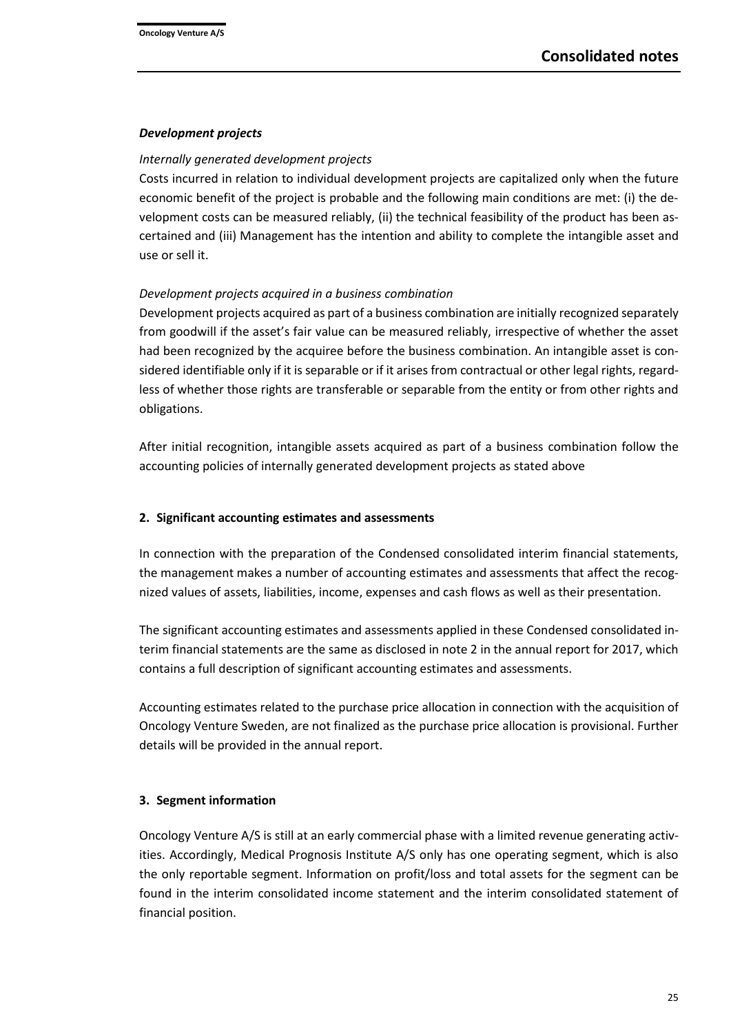### *Development projects*

*Internally generated development projects*

Costs incurred in relation to individual development projects are capitalized only when the future economic benefit of the project is probable and the following main conditions are met: (i) the development costs can be measured reliably, (ii) the technical feasibility of the product has been ascertained and (iii) Management has the intention and ability to complete the intangible asset and use or sell it.

*Development projects acquired in a business combination*

Development projects acquired as part of a business combination are initially recognized separately from goodwill if the asset's fair value can be measured reliably, irrespective of whether the asset had been recognized by the acquiree before the business combination. An intangible asset is considered identifiable only if it is separable or if it arises from contractual or other legal rights, regardless of whether those rights are transferable or separable from the entity or from other rights and obligations.

After initial recognition, intangible assets acquired as part of a business combination follow the accounting policies of internally generated development projects as stated above

## 2. Significant accounting estimates and assessments

In connection with the preparation of the Condensed consolidated interim financial statements, the management makes a number of accounting estimates and assessments that affect the recognized values of assets, liabilities, income, expenses and cash flows as well as their presentation.

The significant accounting estimates and assessments applied in these Condensed consolidated interim financial statements are the same as disclosed in note 2 in the annual report for 2017, which contains a full description of significant accounting estimates and assessments.

Accounting estimates related to the purchase price allocation in connection with the acquisition of Oncology Venture Sweden, are not finalized as the purchase price allocation is provisional. Further details will be provided in the annual report.

## 3. Segment information

Oncology Venture A/S is still at an early commercial phase with a limited revenue generating activities. Accordingly, Medical Prognosis Institute A/S only has one operating segment, which is also the only reportable segment. Information on profit/loss and total assets for the segment can be found in the interim consolidated income statement and the interim consolidated statement of financial position.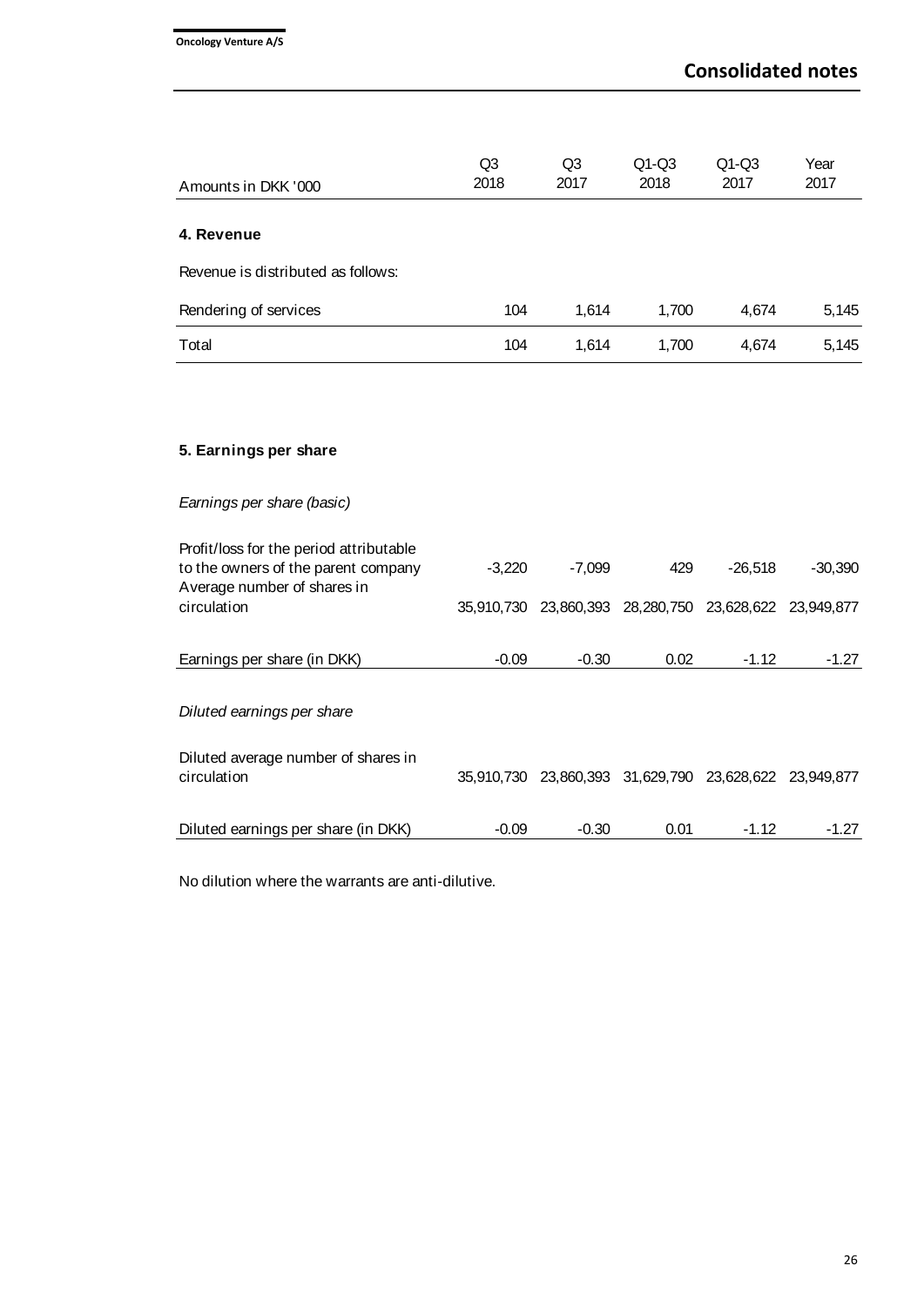## Consolidated notes

| Amounts in DKK '000 | Q3 2018 | Q3 2017 | Q1-Q3 2018 | Q1-Q3 2017 | Year 2017 |
|---|---|---|---|---|---|
| **4. Revenue** | | | | | |
| Revenue is distributed as follows: | | | | | |
| Rendering of services | 104 | 1,614 | 1,700 | 4,674 | 5,145 |
| Total | 104 | 1,614 | 1,700 | 4,674 | 5,145 |

### 5. Earnings per share

| | Q3 2018 | Q3 2017 | Q1-Q3 2018 | Q1-Q3 2017 | Year 2017 |
|---|---|---|---|---|---|
| *Earnings per share (basic)* | | | | | |
| Profit/loss for the period attributable to the owners of the parent company | -3,220 | -7,099 | 429 | -26,518 | -30,390 |
| Average number of shares in circulation | 35,910,730 | 23,860,393 | 28,280,750 | 23,628,622 | 23,949,877 |
| Earnings per share (in DKK) | -0.09 | -0.30 | 0.02 | -1.12 | -1.27 |
| *Diluted earnings per share* | | | | | |
| Diluted average number of shares in circulation | 35,910,730 | 23,860,393 | 31,629,790 | 23,628,622 | 23,949,877 |
| Diluted earnings per share (in DKK) | -0.09 | -0.30 | 0.01 | -1.12 | -1.27 |

No dilution where the warrants are anti-dilutive.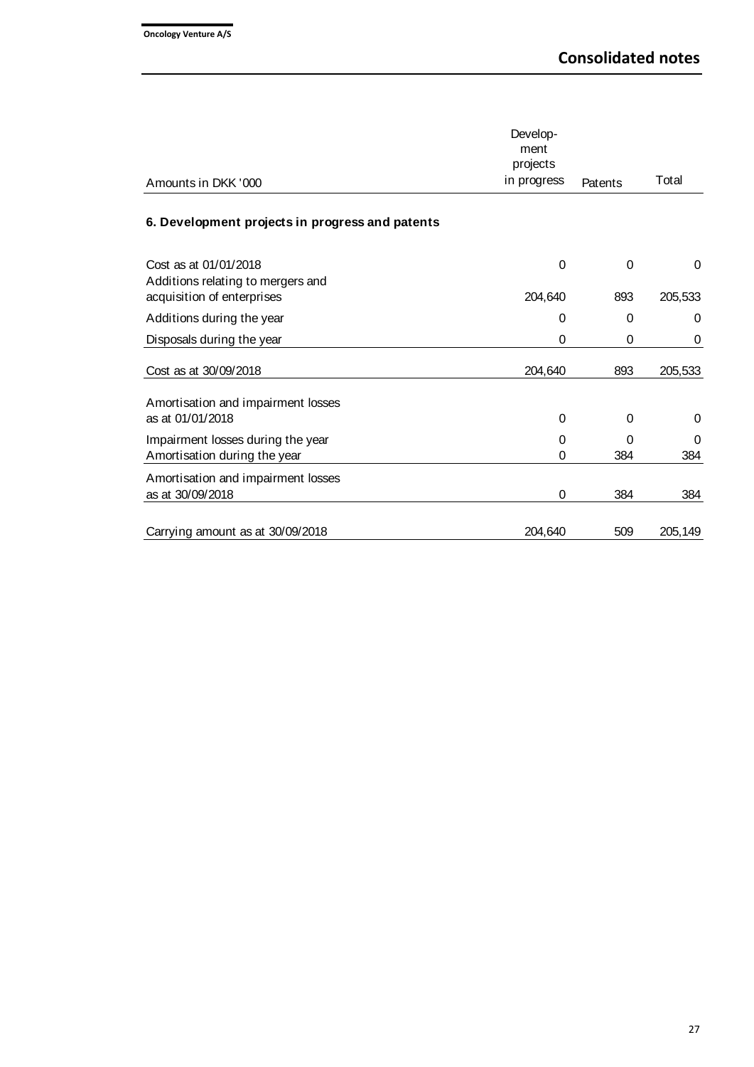## Consolidated notes

### 6. Development projects in progress and patents

| Amounts in DKK '000 | Development projects in progress | Patents | Total |
|---|---|---|---|
| Cost as at 01/01/2018 | 0 | 0 | 0 |
| Additions relating to mergers and acquisition of enterprises | 204,640 | 893 | 205,533 |
| Additions during the year | 0 | 0 | 0 |
| Disposals during the year | 0 | 0 | 0 |
| Cost as at 30/09/2018 | 204,640 | 893 | 205,533 |
| Amortisation and impairment losses as at 01/01/2018 | 0 | 0 | 0 |
| Impairment losses during the year | 0 | 0 | 0 |
| Amortisation during the year | 0 | 384 | 384 |
| Amortisation and impairment losses as at 30/09/2018 | 0 | 384 | 384 |
| Carrying amount as at 30/09/2018 | 204,640 | 509 | 205,149 |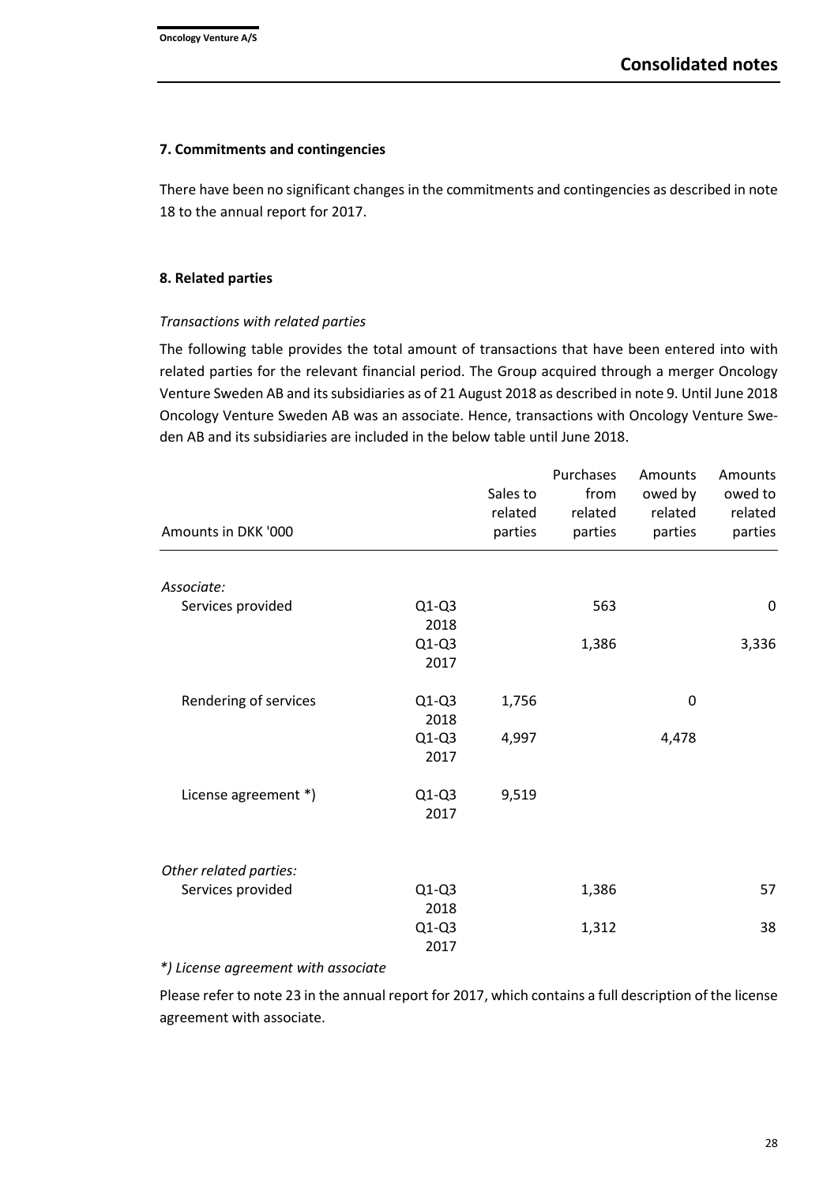## Consolidated notes

### 7. Commitments and contingencies

There have been no significant changes in the commitments and contingencies as described in note 18 to the annual report for 2017.

### 8. Related parties

*Transactions with related parties*

The following table provides the total amount of transactions that have been entered into with related parties for the relevant financial period. The Group acquired through a merger Oncology Venture Sweden AB and its subsidiaries as of 21 August 2018 as described in note 9. Until June 2018 Oncology Venture Sweden AB was an associate. Hence, transactions with Oncology Venture Sweden AB and its subsidiaries are included in the below table until June 2018.

| Amounts in DKK '000 | | Sales to related parties | Purchases from related parties | Amounts owed by related parties | Amounts owed to related parties |
|---|---|---|---|---|---|
| *Associate:* | | | | | |
| Services provided | Q1-Q3 2018 | | 563 | | 0 |
| | Q1-Q3 2017 | | 1,386 | | 3,336 |
| Rendering of services | Q1-Q3 2018 | 1,756 | | 0 | |
| | Q1-Q3 2017 | 4,997 | | 4,478 | |
| License agreement *) | Q1-Q3 2017 | 9,519 | | | |
| *Other related parties:* | | | | | |
| Services provided | Q1-Q3 2018 | | 1,386 | | 57 |
| | Q1-Q3 2017 | | 1,312 | | 38 |

*\*) License agreement with associate*

Please refer to note 23 in the annual report for 2017, which contains a full description of the license agreement with associate.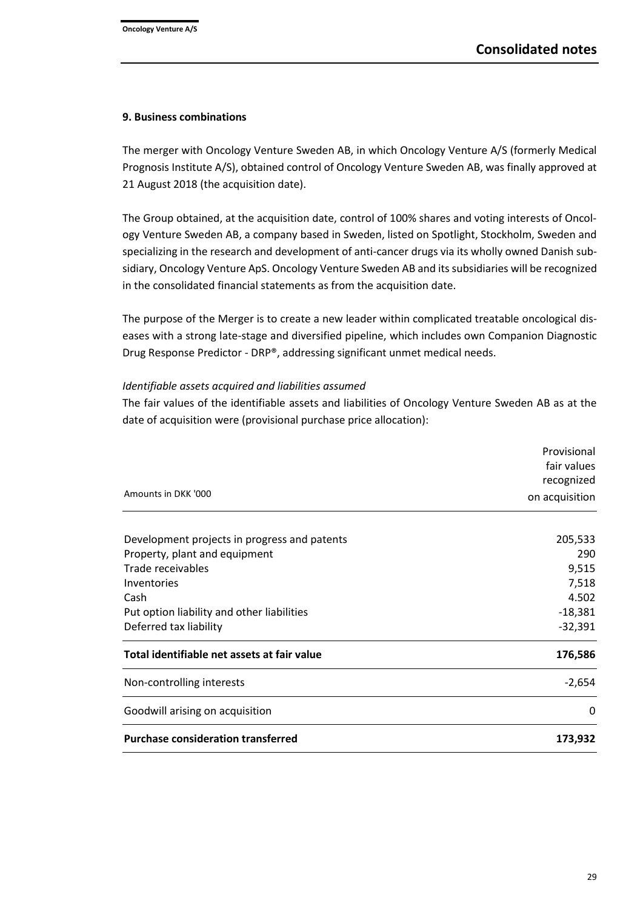### 9. Business combinations

The merger with Oncology Venture Sweden AB, in which Oncology Venture A/S (formerly Medical Prognosis Institute A/S), obtained control of Oncology Venture Sweden AB, was finally approved at 21 August 2018 (the acquisition date).

The Group obtained, at the acquisition date, control of 100% shares and voting interests of Oncology Venture Sweden AB, a company based in Sweden, listed on Spotlight, Stockholm, Sweden and specializing in the research and development of anti-cancer drugs via its wholly owned Danish subsidiary, Oncology Venture ApS. Oncology Venture Sweden AB and its subsidiaries will be recognized in the consolidated financial statements as from the acquisition date.

The purpose of the Merger is to create a new leader within complicated treatable oncological diseases with a strong late-stage and diversified pipeline, which includes own Companion Diagnostic Drug Response Predictor - DRP®, addressing significant unmet medical needs.

*Identifiable assets acquired and liabilities assumed*

The fair values of the identifiable assets and liabilities of Oncology Venture Sweden AB as at the date of acquisition were (provisional purchase price allocation):

| Amounts in DKK '000 | Provisional fair values recognized on acquisition |
|---|---:|
| Development projects in progress and patents | 205,533 |
| Property, plant and equipment | 290 |
| Trade receivables | 9,515 |
| Inventories | 7,518 |
| Cash | 4.502 |
| Put option liability and other liabilities | -18,381 |
| Deferred tax liability | -32,391 |
| **Total identifiable net assets at fair value** | **176,586** |
| Non-controlling interests | -2,654 |
| Goodwill arising on acquisition | 0 |
| **Purchase consideration transferred** | **173,932** |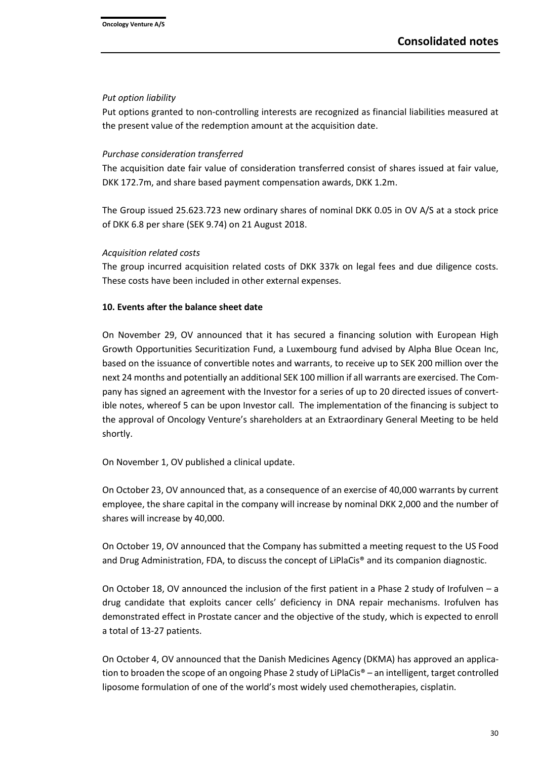*Put option liability*

Put options granted to non-controlling interests are recognized as financial liabilities measured at the present value of the redemption amount at the acquisition date.

*Purchase consideration transferred*

The acquisition date fair value of consideration transferred consist of shares issued at fair value, DKK 172.7m, and share based payment compensation awards, DKK 1.2m.

The Group issued 25.623.723 new ordinary shares of nominal DKK 0.05 in OV A/S at a stock price of DKK 6.8 per share (SEK 9.74) on 21 August 2018.

*Acquisition related costs*

The group incurred acquisition related costs of DKK 337k on legal fees and due diligence costs. These costs have been included in other external expenses.

**10. Events after the balance sheet date**

On November 29, OV announced that it has secured a financing solution with European High Growth Opportunities Securitization Fund, a Luxembourg fund advised by Alpha Blue Ocean Inc, based on the issuance of convertible notes and warrants, to receive up to SEK 200 million over the next 24 months and potentially an additional SEK 100 million if all warrants are exercised. The Company has signed an agreement with the Investor for a series of up to 20 directed issues of convertible notes, whereof 5 can be upon Investor call. The implementation of the financing is subject to the approval of Oncology Venture's shareholders at an Extraordinary General Meeting to be held shortly.

On November 1, OV published a clinical update.

On October 23, OV announced that, as a consequence of an exercise of 40,000 warrants by current employee, the share capital in the company will increase by nominal DKK 2,000 and the number of shares will increase by 40,000.

On October 19, OV announced that the Company has submitted a meeting request to the US Food and Drug Administration, FDA, to discuss the concept of LiPlaCis® and its companion diagnostic.

On October 18, OV announced the inclusion of the first patient in a Phase 2 study of Irofulven – a drug candidate that exploits cancer cells' deficiency in DNA repair mechanisms. Irofulven has demonstrated effect in Prostate cancer and the objective of the study, which is expected to enroll a total of 13-27 patients.

On October 4, OV announced that the Danish Medicines Agency (DKMA) has approved an application to broaden the scope of an ongoing Phase 2 study of LiPlaCis® – an intelligent, target controlled liposome formulation of one of the world's most widely used chemotherapies, cisplatin.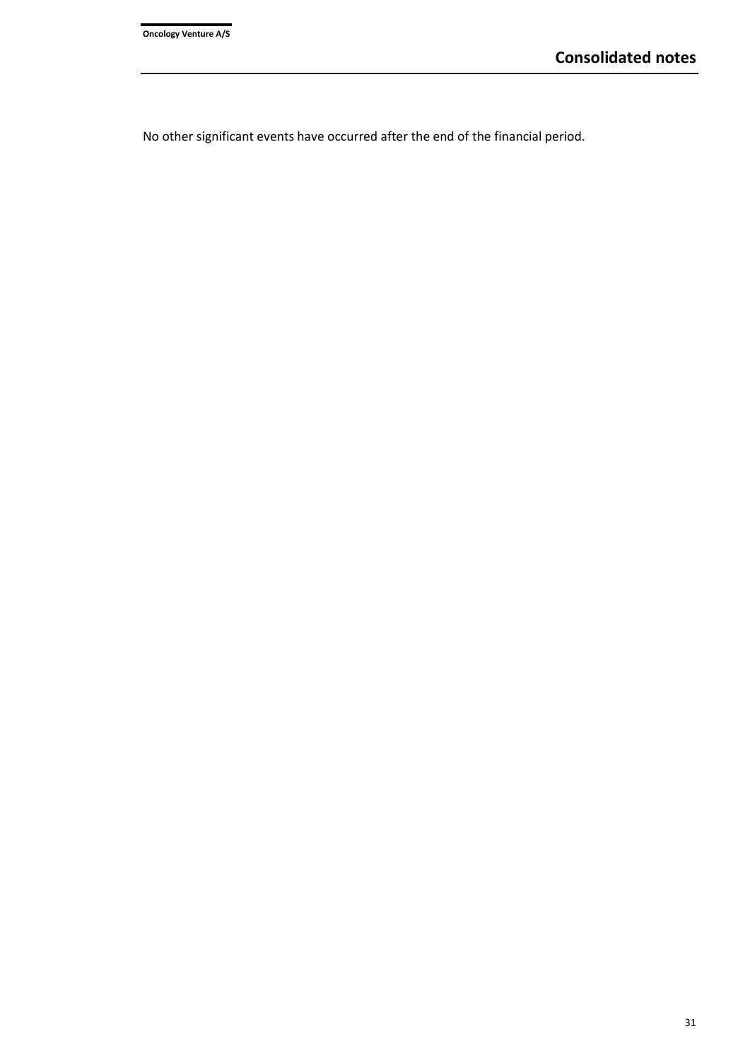No other significant events have occurred after the end of the financial period.